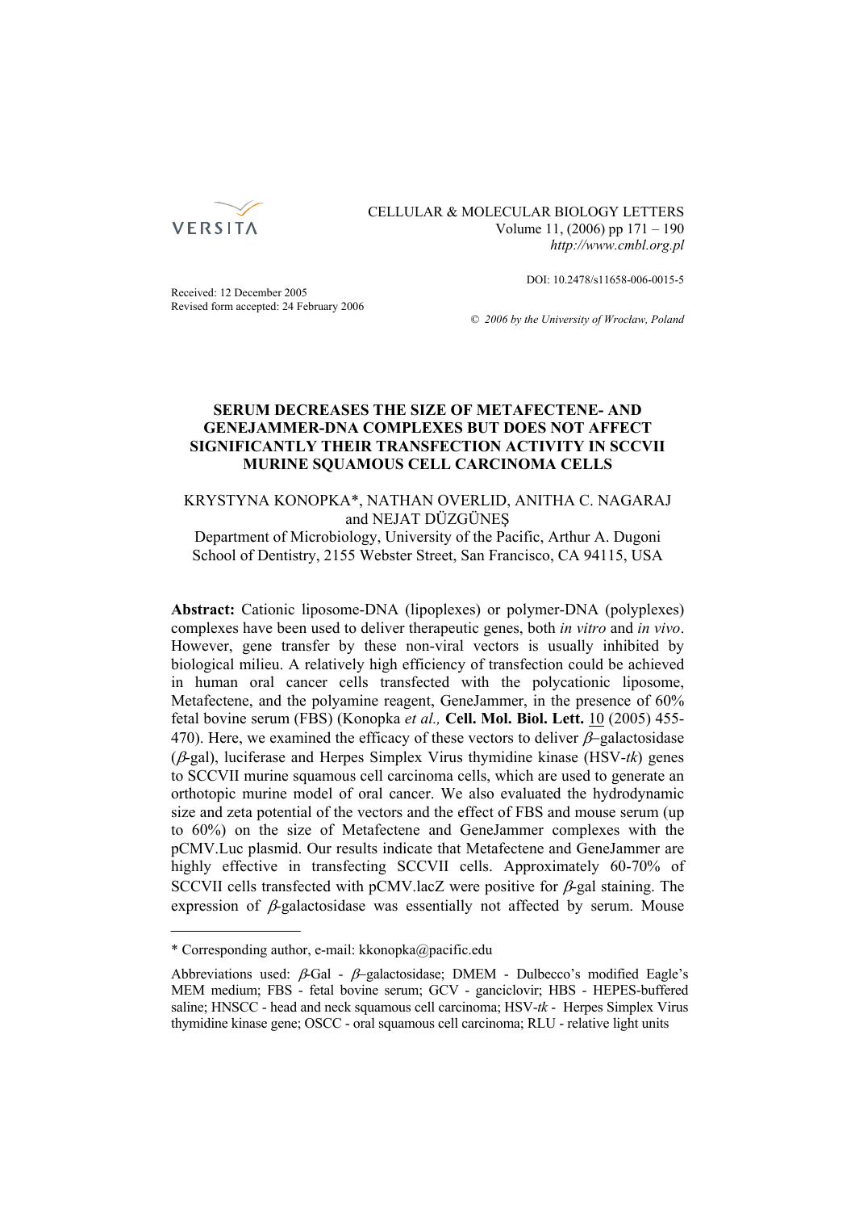CELLULAR & MOLECULAR BIOLOGY LETTERS

*http://www.cmbl.org.pl*

DOI: 10.2478/s11658-006-0015-5

Received: 12 December 2005
Revised form accepted: 24 February 2006

*© 2006 by the University of Wrocław, Poland*

# SERUM DECREASES THE SIZE OF METAFECTENE- AND GENEJAMMER-DNA COMPLEXES BUT DOES NOT AFFECT SIGNIFICANTLY THEIR TRANSFECTION ACTIVITY IN SCCVII MURINE SQUAMOUS CELL CARCINOMA CELLS

KRYSTYNA KONOPKA*, NATHAN OVERLID, ANITHA C. NAGARAJ and NEJAT DÜZGÜNEŞ

Department of Microbiology, University of the Pacific, Arthur A. Dugoni School of Dentistry, 2155 Webster Street, San Francisco, CA 94115, USA

**Abstract:** Cationic liposome-DNA (lipoplexes) or polymer-DNA (polyplexes) complexes have been used to deliver therapeutic genes, both *in vitro* and *in vivo*. However, gene transfer by these non-viral vectors is usually inhibited by biological milieu. A relatively high efficiency of transfection could be achieved in human oral cancer cells transfected with the polycationic liposome, Metafectene, and the polyamine reagent, GeneJammer, in the presence of 60% fetal bovine serum (FBS) (Konopka *et al.,* **Cell. Mol. Biol. Lett.** 10 (2005) 455-470). Here, we examined the efficacy of these vectors to deliver $\beta$–galactosidase ($\beta$-gal), luciferase and Herpes Simplex Virus thymidine kinase (HSV-*tk*) genes to SCCVII murine squamous cell carcinoma cells, which are used to generate an orthotopic murine model of oral cancer. We also evaluated the hydrodynamic size and zeta potential of the vectors and the effect of FBS and mouse serum (up to 60%) on the size of Metafectene and GeneJammer complexes with the pCMV.Luc plasmid. Our results indicate that Metafectene and GeneJammer are highly effective in transfecting SCCVII cells. Approximately 60-70% of SCCVII cells transfected with pCMV.lacZ were positive for $\beta$-gal staining. The expression of $\beta$-galactosidase was essentially not affected by serum. Mouse

---

\* Corresponding author, e-mail: kkonopka@pacific.edu

Abbreviations used: $\beta$-Gal - $\beta$–galactosidase; DMEM - Dulbecco's modified Eagle's MEM medium; FBS - fetal bovine serum; GCV - ganciclovir; HBS - HEPES-buffered saline; HNSCC - head and neck squamous cell carcinoma; HSV-*tk* - Herpes Simplex Virus thymidine kinase gene; OSCC - oral squamous cell carcinoma; RLU - relative light units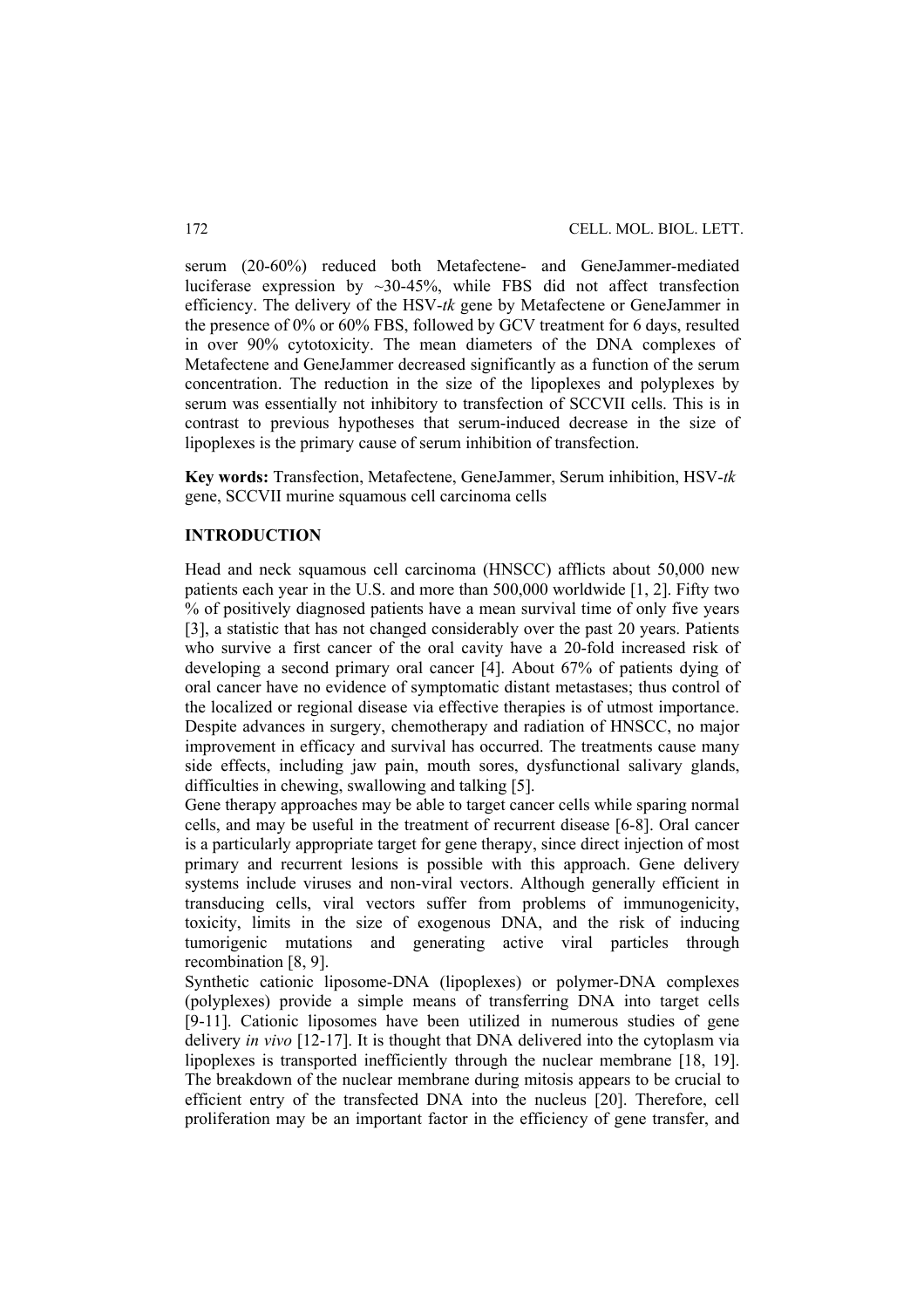serum (20-60%) reduced both Metafectene- and GeneJammer-mediated luciferase expression by ~30-45%, while FBS did not affect transfection efficiency. The delivery of the HSV-*tk* gene by Metafectene or GeneJammer in the presence of 0% or 60% FBS, followed by GCV treatment for 6 days, resulted in over 90% cytotoxicity. The mean diameters of the DNA complexes of Metafectene and GeneJammer decreased significantly as a function of the serum concentration. The reduction in the size of the lipoplexes and polyplexes by serum was essentially not inhibitory to transfection of SCCVII cells. This is in contrast to previous hypotheses that serum-induced decrease in the size of lipoplexes is the primary cause of serum inhibition of transfection.

**Key words:** Transfection, Metafectene, GeneJammer, Serum inhibition, HSV-*tk* gene, SCCVII murine squamous cell carcinoma cells

## INTRODUCTION

Head and neck squamous cell carcinoma (HNSCC) afflicts about 50,000 new patients each year in the U.S. and more than 500,000 worldwide [1, 2]. Fifty two % of positively diagnosed patients have a mean survival time of only five years [3], a statistic that has not changed considerably over the past 20 years. Patients who survive a first cancer of the oral cavity have a 20-fold increased risk of developing a second primary oral cancer [4]. About 67% of patients dying of oral cancer have no evidence of symptomatic distant metastases; thus control of the localized or regional disease via effective therapies is of utmost importance. Despite advances in surgery, chemotherapy and radiation of HNSCC, no major improvement in efficacy and survival has occurred. The treatments cause many side effects, including jaw pain, mouth sores, dysfunctional salivary glands, difficulties in chewing, swallowing and talking [5].

Gene therapy approaches may be able to target cancer cells while sparing normal cells, and may be useful in the treatment of recurrent disease [6-8]. Oral cancer is a particularly appropriate target for gene therapy, since direct injection of most primary and recurrent lesions is possible with this approach. Gene delivery systems include viruses and non-viral vectors. Although generally efficient in transducing cells, viral vectors suffer from problems of immunogenicity, toxicity, limits in the size of exogenous DNA, and the risk of inducing tumorigenic mutations and generating active viral particles through recombination [8, 9].

Synthetic cationic liposome-DNA (lipoplexes) or polymer-DNA complexes (polyplexes) provide a simple means of transferring DNA into target cells [9-11]. Cationic liposomes have been utilized in numerous studies of gene delivery *in vivo* [12-17]. It is thought that DNA delivered into the cytoplasm via lipoplexes is transported inefficiently through the nuclear membrane [18, 19]. The breakdown of the nuclear membrane during mitosis appears to be crucial to efficient entry of the transfected DNA into the nucleus [20]. Therefore, cell proliferation may be an important factor in the efficiency of gene transfer, and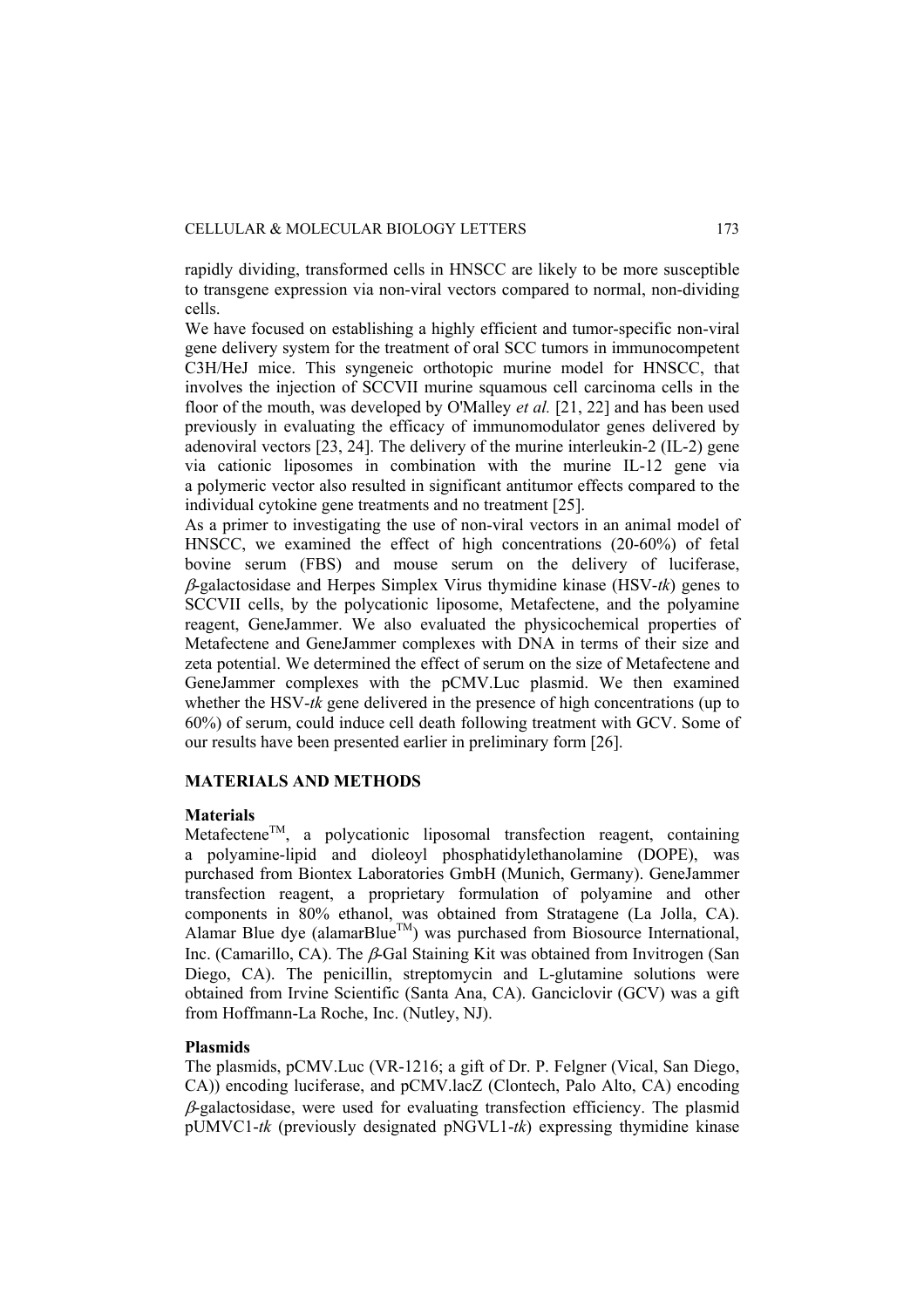rapidly dividing, transformed cells in HNSCC are likely to be more susceptible to transgene expression via non-viral vectors compared to normal, non-dividing cells.

We have focused on establishing a highly efficient and tumor-specific non-viral gene delivery system for the treatment of oral SCC tumors in immunocompetent C3H/HeJ mice. This syngeneic orthotopic murine model for HNSCC, that involves the injection of SCCVII murine squamous cell carcinoma cells in the floor of the mouth, was developed by O'Malley *et al.* [21, 22] and has been used previously in evaluating the efficacy of immunomodulator genes delivered by adenoviral vectors [23, 24]. The delivery of the murine interleukin-2 (IL-2) gene via cationic liposomes in combination with the murine IL-12 gene via a polymeric vector also resulted in significant antitumor effects compared to the individual cytokine gene treatments and no treatment [25].

As a primer to investigating the use of non-viral vectors in an animal model of HNSCC, we examined the effect of high concentrations (20-60%) of fetal bovine serum (FBS) and mouse serum on the delivery of luciferase, $\beta$-galactosidase and Herpes Simplex Virus thymidine kinase (HSV-*tk*) genes to SCCVII cells, by the polycationic liposome, Metafectene, and the polyamine reagent, GeneJammer. We also evaluated the physicochemical properties of Metafectene and GeneJammer complexes with DNA in terms of their size and zeta potential. We determined the effect of serum on the size of Metafectene and GeneJammer complexes with the pCMV.Luc plasmid. We then examined whether the HSV-*tk* gene delivered in the presence of high concentrations (up to 60%) of serum, could induce cell death following treatment with GCV. Some of our results have been presented earlier in preliminary form [26].

## MATERIALS AND METHODS

### Materials

Metafectene™, a polycationic liposomal transfection reagent, containing a polyamine-lipid and dioleoyl phosphatidylethanolamine (DOPE), was purchased from Biontex Laboratories GmbH (Munich, Germany). GeneJammer transfection reagent, a proprietary formulation of polyamine and other components in 80% ethanol, was obtained from Stratagene (La Jolla, CA). Alamar Blue dye (alamarBlue™) was purchased from Biosource International, Inc. (Camarillo, CA). The $\beta$-Gal Staining Kit was obtained from Invitrogen (San Diego, CA). The penicillin, streptomycin and L-glutamine solutions were obtained from Irvine Scientific (Santa Ana, CA). Ganciclovir (GCV) was a gift from Hoffmann-La Roche, Inc. (Nutley, NJ).

### Plasmids

The plasmids, pCMV.Luc (VR-1216; a gift of Dr. P. Felgner (Vical, San Diego, CA)) encoding luciferase, and pCMV.lacZ (Clontech, Palo Alto, CA) encoding $\beta$-galactosidase, were used for evaluating transfection efficiency. The plasmid pUMVC1-*tk* (previously designated pNGVL1-*tk*) expressing thymidine kinase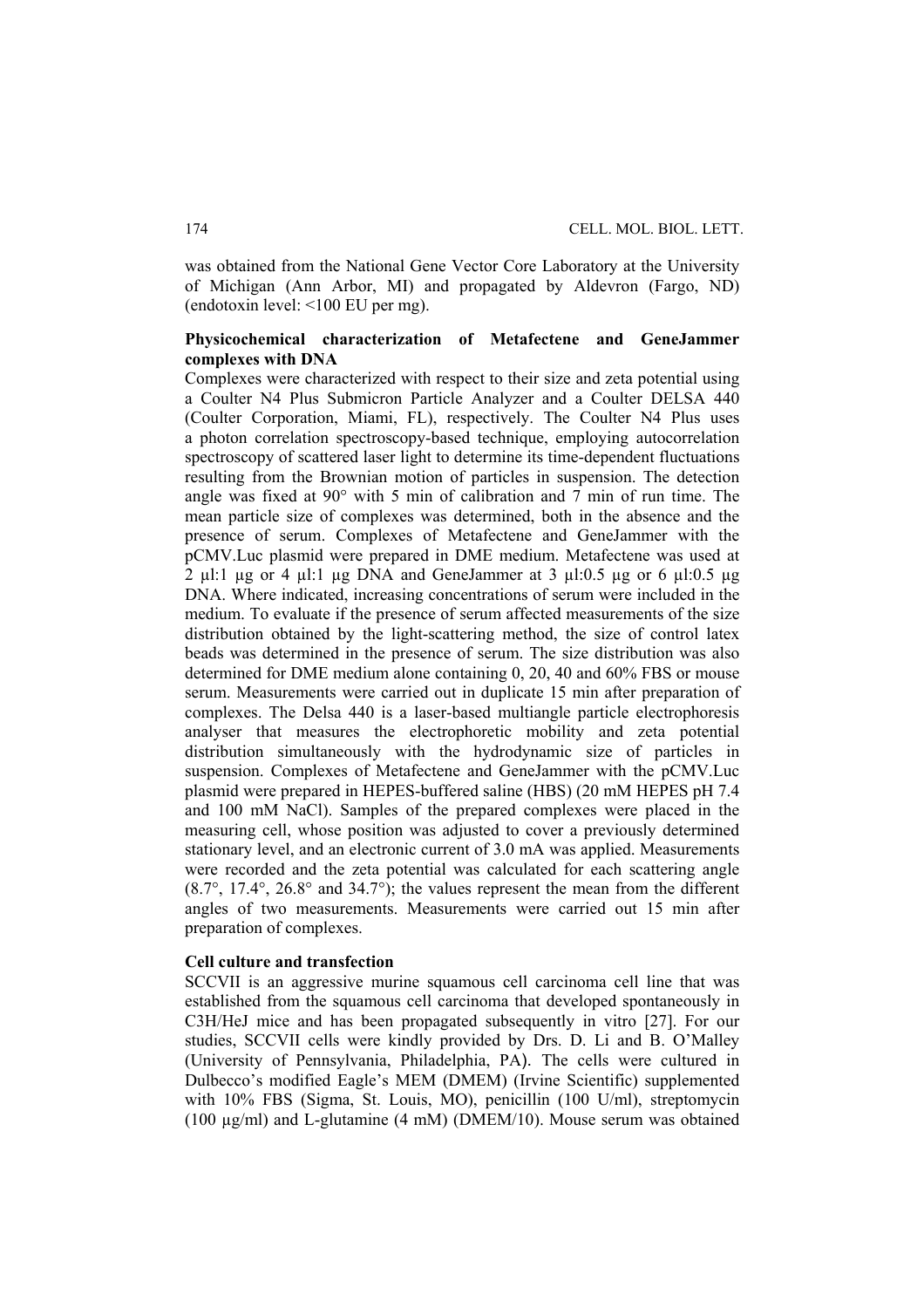was obtained from the National Gene Vector Core Laboratory at the University of Michigan (Ann Arbor, MI) and propagated by Aldevron (Fargo, ND) (endotoxin level: <100 EU per mg).

**Physicochemical characterization of Metafectene and GeneJammer complexes with DNA**

Complexes were characterized with respect to their size and zeta potential using a Coulter N4 Plus Submicron Particle Analyzer and a Coulter DELSA 440 (Coulter Corporation, Miami, FL), respectively. The Coulter N4 Plus uses a photon correlation spectroscopy-based technique, employing autocorrelation spectroscopy of scattered laser light to determine its time-dependent fluctuations resulting from the Brownian motion of particles in suspension. The detection angle was fixed at 90° with 5 min of calibration and 7 min of run time. The mean particle size of complexes was determined, both in the absence and the presence of serum. Complexes of Metafectene and GeneJammer with the pCMV.Luc plasmid were prepared in DME medium. Metafectene was used at 2 µl:1 µg or 4 µl:1 µg DNA and GeneJammer at 3 µl:0.5 µg or 6 µl:0.5 µg DNA. Where indicated, increasing concentrations of serum were included in the medium. To evaluate if the presence of serum affected measurements of the size distribution obtained by the light-scattering method, the size of control latex beads was determined in the presence of serum. The size distribution was also determined for DME medium alone containing 0, 20, 40 and 60% FBS or mouse serum. Measurements were carried out in duplicate 15 min after preparation of complexes. The Delsa 440 is a laser-based multiangle particle electrophoresis analyser that measures the electrophoretic mobility and zeta potential distribution simultaneously with the hydrodynamic size of particles in suspension. Complexes of Metafectene and GeneJammer with the pCMV.Luc plasmid were prepared in HEPES-buffered saline (HBS) (20 mM HEPES pH 7.4 and 100 mM NaCl). Samples of the prepared complexes were placed in the measuring cell, whose position was adjusted to cover a previously determined stationary level, and an electronic current of 3.0 mA was applied. Measurements were recorded and the zeta potential was calculated for each scattering angle (8.7°, 17.4°, 26.8° and 34.7°); the values represent the mean from the different angles of two measurements. Measurements were carried out 15 min after preparation of complexes.

**Cell culture and transfection**

SCCVII is an aggressive murine squamous cell carcinoma cell line that was established from the squamous cell carcinoma that developed spontaneously in C3H/HeJ mice and has been propagated subsequently in vitro [27]. For our studies, SCCVII cells were kindly provided by Drs. D. Li and B. O'Malley (University of Pennsylvania, Philadelphia, PA). The cells were cultured in Dulbecco's modified Eagle's MEM (DMEM) (Irvine Scientific) supplemented with 10% FBS (Sigma, St. Louis, MO), penicillin (100 U/ml), streptomycin (100 µg/ml) and L-glutamine (4 mM) (DMEM/10). Mouse serum was obtained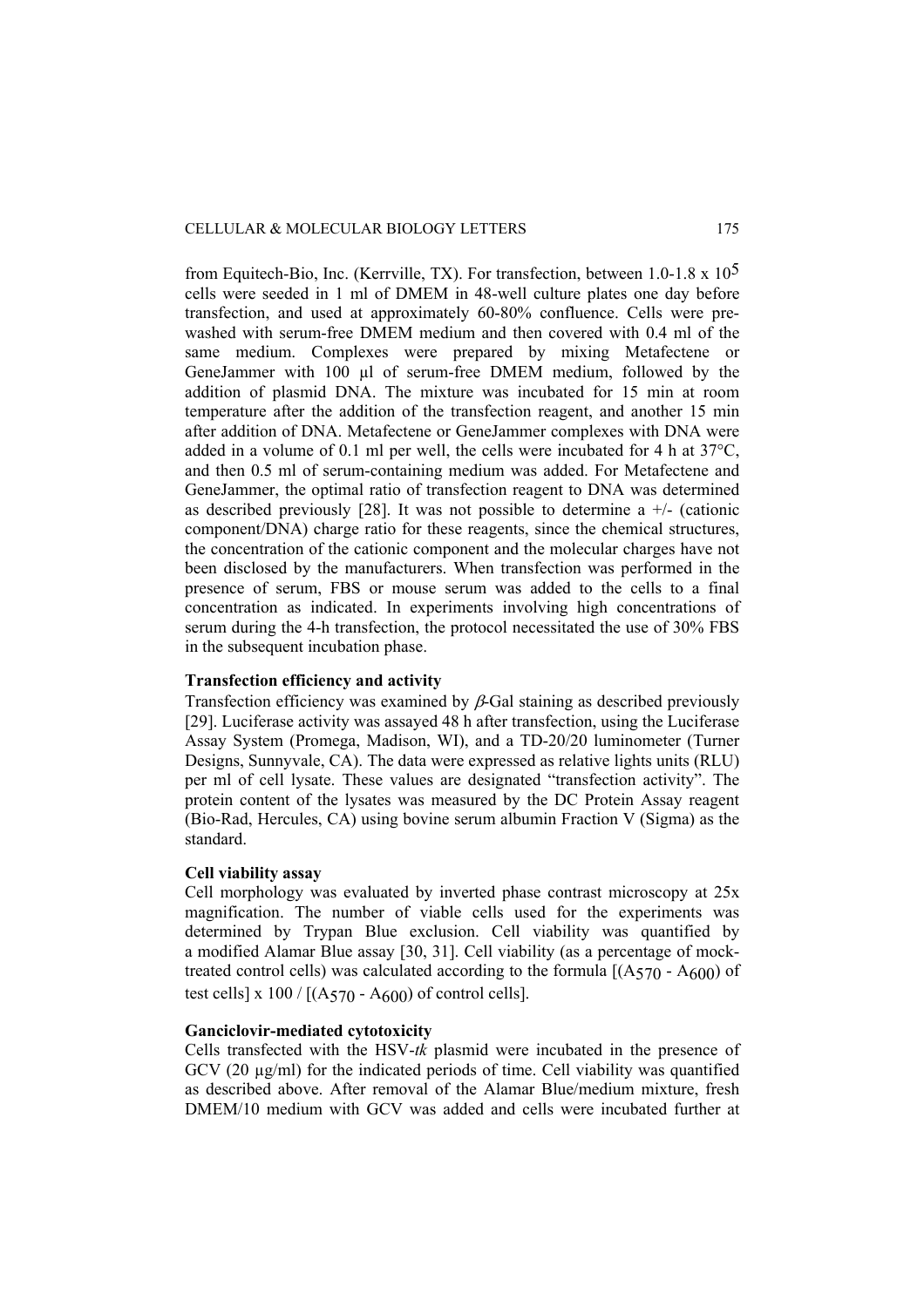from Equitech-Bio, Inc. (Kerrville, TX). For transfection, between 1.0-1.8 x $10^5$ cells were seeded in 1 ml of DMEM in 48-well culture plates one day before transfection, and used at approximately 60-80% confluence. Cells were pre-washed with serum-free DMEM medium and then covered with 0.4 ml of the same medium. Complexes were prepared by mixing Metafectene or GeneJammer with 100 µl of serum-free DMEM medium, followed by the addition of plasmid DNA. The mixture was incubated for 15 min at room temperature after the addition of the transfection reagent, and another 15 min after addition of DNA. Metafectene or GeneJammer complexes with DNA were added in a volume of 0.1 ml per well, the cells were incubated for 4 h at 37°C, and then 0.5 ml of serum-containing medium was added. For Metafectene and GeneJammer, the optimal ratio of transfection reagent to DNA was determined as described previously [28]. It was not possible to determine a +/- (cationic component/DNA) charge ratio for these reagents, since the chemical structures, the concentration of the cationic component and the molecular charges have not been disclosed by the manufacturers. When transfection was performed in the presence of serum, FBS or mouse serum was added to the cells to a final concentration as indicated. In experiments involving high concentrations of serum during the 4-h transfection, the protocol necessitated the use of 30% FBS in the subsequent incubation phase.

### Transfection efficiency and activity

Transfection efficiency was examined by *β*-Gal staining as described previously [29]. Luciferase activity was assayed 48 h after transfection, using the Luciferase Assay System (Promega, Madison, WI), and a TD-20/20 luminometer (Turner Designs, Sunnyvale, CA). The data were expressed as relative lights units (RLU) per ml of cell lysate. These values are designated "transfection activity". The protein content of the lysates was measured by the DC Protein Assay reagent (Bio-Rad, Hercules, CA) using bovine serum albumin Fraction V (Sigma) as the standard.

### Cell viability assay

Cell morphology was evaluated by inverted phase contrast microscopy at 25x magnification. The number of viable cells used for the experiments was determined by Trypan Blue exclusion. Cell viability was quantified by a modified Alamar Blue assay [30, 31]. Cell viability (as a percentage of mock-treated control cells) was calculated according to the formula $[(A_{570} - A_{600})$ of test cells$] \times 100 / [(A_{570} - A_{600})$ of control cells$]$.

### Ganciclovir-mediated cytotoxicity

Cells transfected with the HSV-*tk* plasmid were incubated in the presence of GCV (20 µg/ml) for the indicated periods of time. Cell viability was quantified as described above. After removal of the Alamar Blue/medium mixture, fresh DMEM/10 medium with GCV was added and cells were incubated further at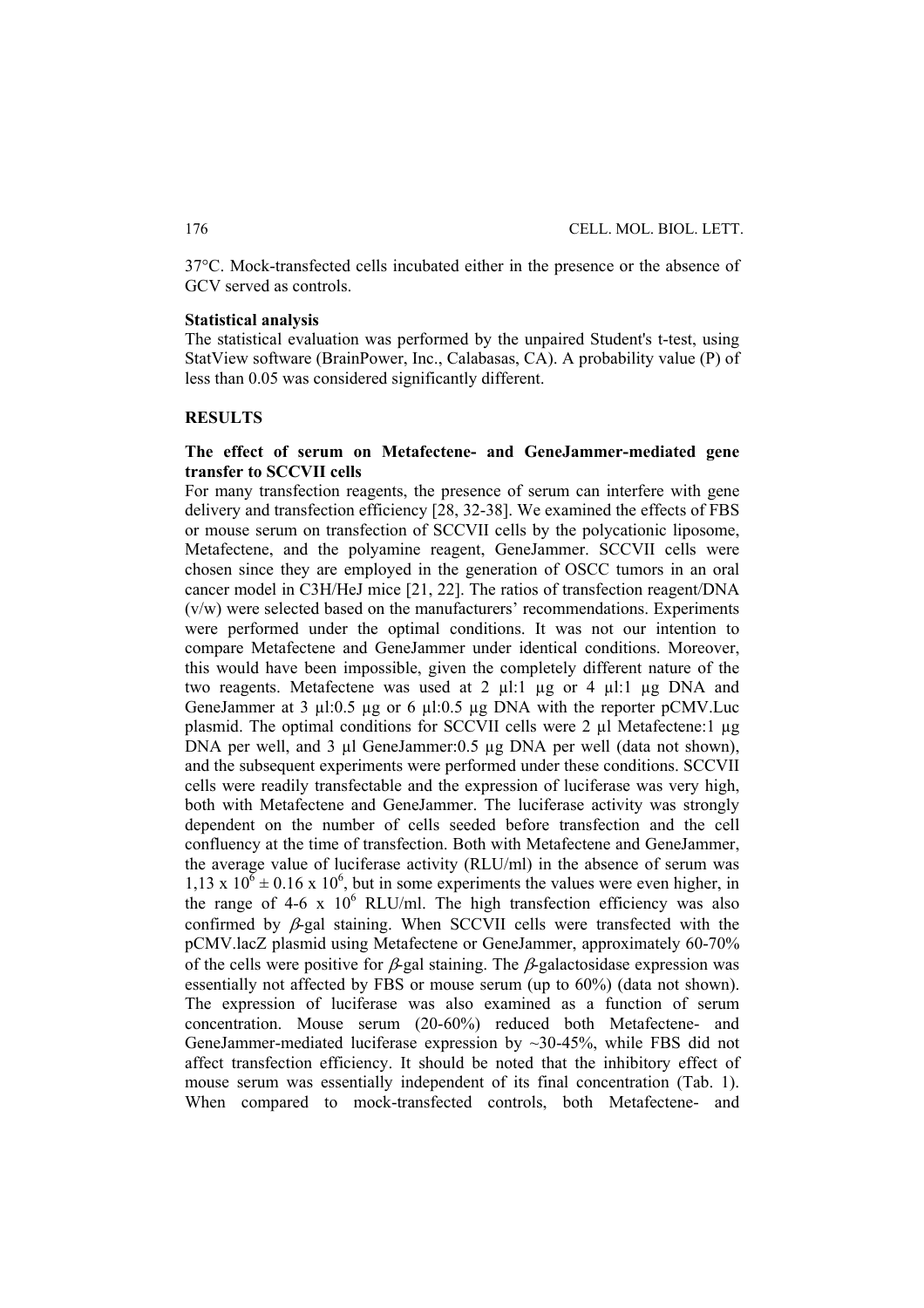37°C. Mock-transfected cells incubated either in the presence or the absence of GCV served as controls.

**Statistical analysis**

The statistical evaluation was performed by the unpaired Student's t-test, using StatView software (BrainPower, Inc., Calabasas, CA). A probability value (P) of less than 0.05 was considered significantly different.

## RESULTS

**The effect of serum on Metafectene- and GeneJammer-mediated gene transfer to SCCVII cells**

For many transfection reagents, the presence of serum can interfere with gene delivery and transfection efficiency [28, 32-38]. We examined the effects of FBS or mouse serum on transfection of SCCVII cells by the polycationic liposome, Metafectene, and the polyamine reagent, GeneJammer. SCCVII cells were chosen since they are employed in the generation of OSCC tumors in an oral cancer model in C3H/HeJ mice [21, 22]. The ratios of transfection reagent/DNA (v/w) were selected based on the manufacturers' recommendations. Experiments were performed under the optimal conditions. It was not our intention to compare Metafectene and GeneJammer under identical conditions. Moreover, this would have been impossible, given the completely different nature of the two reagents. Metafectene was used at 2 μl:1 μg or 4 μl:1 μg DNA and GeneJammer at 3 μl:0.5 μg or 6 μl:0.5 μg DNA with the reporter pCMV.Luc plasmid. The optimal conditions for SCCVII cells were 2 μl Metafectene:1 μg DNA per well, and 3 μl GeneJammer:0.5 μg DNA per well (data not shown), and the subsequent experiments were performed under these conditions. SCCVII cells were readily transfectable and the expression of luciferase was very high, both with Metafectene and GeneJammer. The luciferase activity was strongly dependent on the number of cells seeded before transfection and the cell confluency at the time of transfection. Both with Metafectene and GeneJammer, the average value of luciferase activity (RLU/ml) in the absence of serum was $1{,}13 \times 10^6 \pm 0.16 \times 10^6$, but in some experiments the values were even higher, in the range of $4\text{-}6 \times 10^6$ RLU/ml. The high transfection efficiency was also confirmed by $\beta$-gal staining. When SCCVII cells were transfected with the pCMV.lacZ plasmid using Metafectene or GeneJammer, approximately 60-70% of the cells were positive for $\beta$-gal staining. The $\beta$-galactosidase expression was essentially not affected by FBS or mouse serum (up to 60%) (data not shown). The expression of luciferase was also examined as a function of serum concentration. Mouse serum (20-60%) reduced both Metafectene- and GeneJammer-mediated luciferase expression by ~30-45%, while FBS did not affect transfection efficiency. It should be noted that the inhibitory effect of mouse serum was essentially independent of its final concentration (Tab. 1). When compared to mock-transfected controls, both Metafectene- and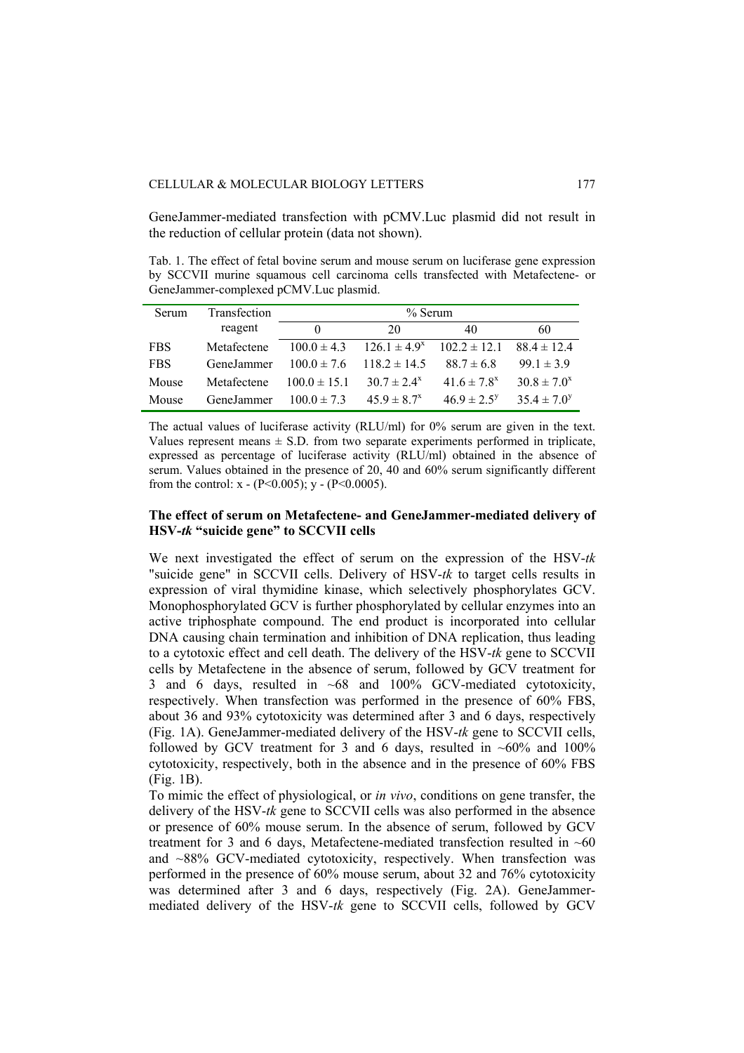GeneJammer-mediated transfection with pCMV.Luc plasmid did not result in the reduction of cellular protein (data not shown).

Tab. 1. The effect of fetal bovine serum and mouse serum on luciferase gene expression by SCCVII murine squamous cell carcinoma cells transfected with Metafectene- or GeneJammer-complexed pCMV.Luc plasmid.

| Serum | Transfection reagent | % Serum | | | |
|---|---|---|---|---|---|
| | | 0 | 20 | 40 | 60 |
| FBS | Metafectene | $100.0 \pm 4.3$ | $126.1 \pm 4.9^x$ | $102.2 \pm 12.1$ | $88.4 \pm 12.4$ |
| FBS | GeneJammer | $100.0 \pm 7.6$ | $118.2 \pm 14.5$ | $88.7 \pm 6.8$ | $99.1 \pm 3.9$ |
| Mouse | Metafectene | $100.0 \pm 15.1$ | $30.7 \pm 2.4^x$ | $41.6 \pm 7.8^x$ | $30.8 \pm 7.0^x$ |
| Mouse | GeneJammer | $100.0 \pm 7.3$ | $45.9 \pm 8.7^x$ | $46.9 \pm 2.5^y$ | $35.4 \pm 7.0^y$ |

The actual values of luciferase activity (RLU/ml) for 0% serum are given in the text. Values represent means ± S.D. from two separate experiments performed in triplicate, expressed as percentage of luciferase activity (RLU/ml) obtained in the absence of serum. Values obtained in the presence of 20, 40 and 60% serum significantly different from the control: x - ($P<0.005$); y - ($P<0.0005$).

### The effect of serum on Metafectene- and GeneJammer-mediated delivery of HSV-*tk* "suicide gene" to SCCVII cells

We next investigated the effect of serum on the expression of the HSV-*tk* "suicide gene" in SCCVII cells. Delivery of HSV-*tk* to target cells results in expression of viral thymidine kinase, which selectively phosphorylates GCV. Monophosphorylated GCV is further phosphorylated by cellular enzymes into an active triphosphate compound. The end product is incorporated into cellular DNA causing chain termination and inhibition of DNA replication, thus leading to a cytotoxic effect and cell death. The delivery of the HSV-*tk* gene to SCCVII cells by Metafectene in the absence of serum, followed by GCV treatment for 3 and 6 days, resulted in ~68 and 100% GCV-mediated cytotoxicity, respectively. When transfection was performed in the presence of 60% FBS, about 36 and 93% cytotoxicity was determined after 3 and 6 days, respectively (Fig. 1A). GeneJammer-mediated delivery of the HSV-*tk* gene to SCCVII cells, followed by GCV treatment for 3 and 6 days, resulted in ~60% and 100% cytotoxicity, respectively, both in the absence and in the presence of 60% FBS (Fig. 1B).

To mimic the effect of physiological, or *in vivo*, conditions on gene transfer, the delivery of the HSV-*tk* gene to SCCVII cells was also performed in the absence or presence of 60% mouse serum. In the absence of serum, followed by GCV treatment for 3 and 6 days, Metafectene-mediated transfection resulted in ~60 and ~88% GCV-mediated cytotoxicity, respectively. When transfection was performed in the presence of 60% mouse serum, about 32 and 76% cytotoxicity was determined after 3 and 6 days, respectively (Fig. 2A). GeneJammer-mediated delivery of the HSV-*tk* gene to SCCVII cells, followed by GCV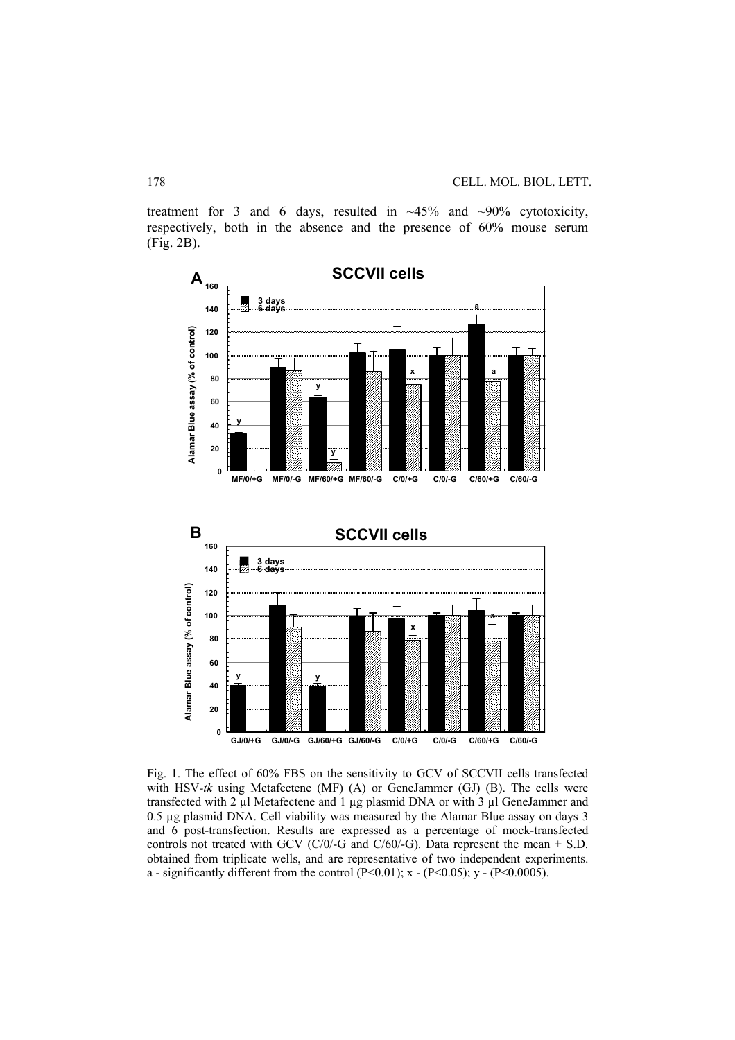treatment for 3 and 6 days, resulted in ~45% and ~90% cytotoxicity, respectively, both in the absence and the presence of 60% mouse serum (Fig. 2B).

Fig. 1. The effect of 60% FBS on the sensitivity to GCV of SCCVII cells transfected with HSV-*tk* using Metafectene (MF) (A) or GeneJammer (GJ) (B). The cells were transfected with 2 µl Metafectene and 1 µg plasmid DNA or with 3 µl GeneJammer and 0.5 µg plasmid DNA. Cell viability was measured by the Alamar Blue assay on days 3 and 6 post-transfection. Results are expressed as a percentage of mock-transfected controls not treated with GCV (C/0/-G and C/60/-G). Data represent the mean ± S.D. obtained from triplicate wells, and are representative of two independent experiments. a - significantly different from the control ($P<0.01$); x - ($P<0.05$); y - ($P<0.0005$).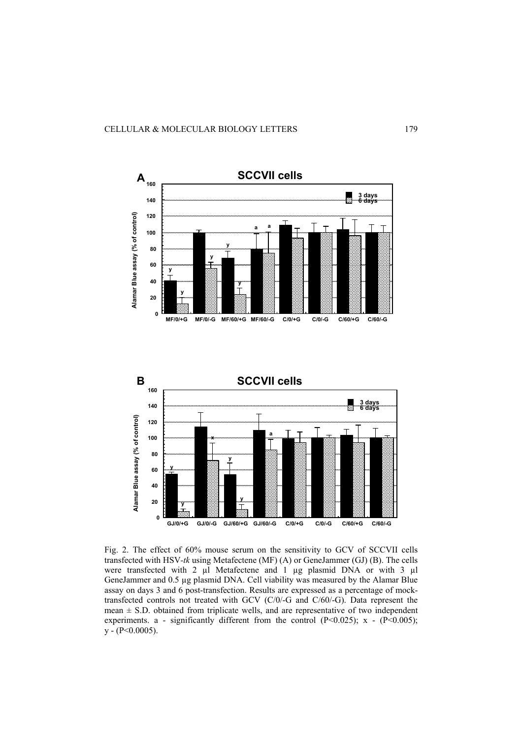Fig. 2. The effect of 60% mouse serum on the sensitivity to GCV of SCCVII cells transfected with HSV-*tk* using Metafectene (MF) (A) or GeneJammer (GJ) (B). The cells were transfected with 2 µl Metafectene and 1 µg plasmid DNA or with 3 µl GeneJammer and 0.5 µg plasmid DNA. Cell viability was measured by the Alamar Blue assay on days 3 and 6 post-transfection. Results are expressed as a percentage of mock-transfected controls not treated with GCV (C/0/-G and C/60/-G). Data represent the mean ± S.D. obtained from triplicate wells, and are representative of two independent experiments. a - significantly different from the control ($P<0.025$); x - ($P<0.005$); y - ($P<0.0005$).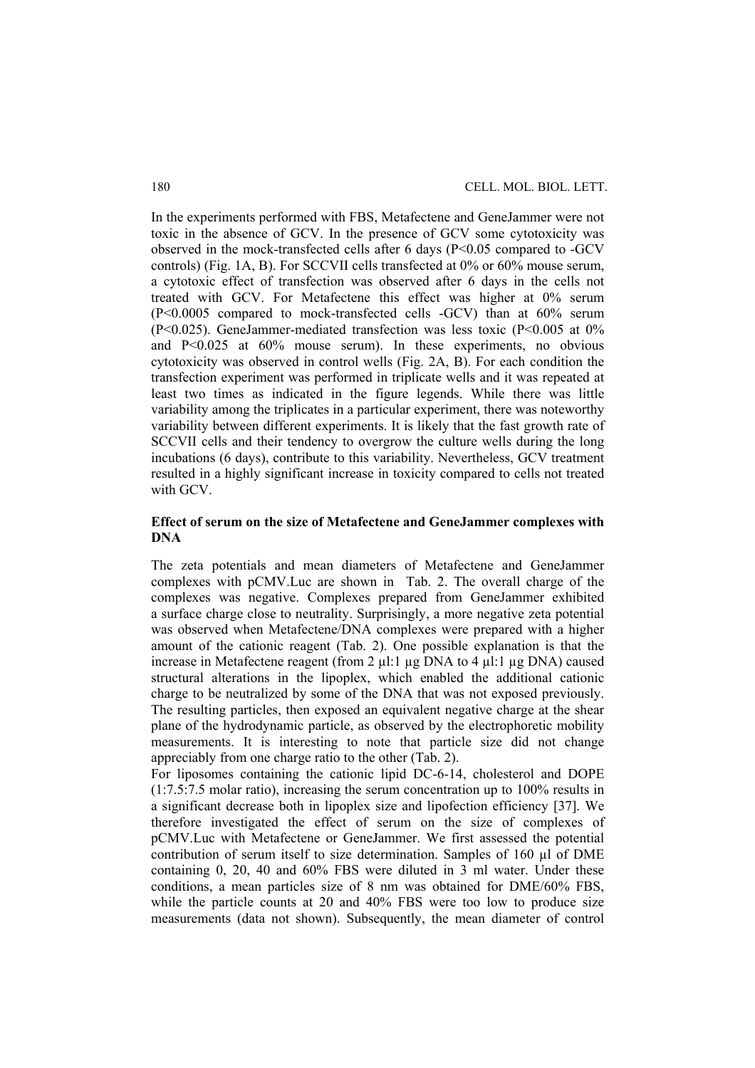In the experiments performed with FBS, Metafectene and GeneJammer were not toxic in the absence of GCV. In the presence of GCV some cytotoxicity was observed in the mock-transfected cells after 6 days ($P<0.05$ compared to -GCV controls) (Fig. 1A, B). For SCCVII cells transfected at 0% or 60% mouse serum, a cytotoxic effect of transfection was observed after 6 days in the cells not treated with GCV. For Metafectene this effect was higher at 0% serum ($P<0.0005$ compared to mock-transfected cells -GCV) than at 60% serum ($P<0.025$). GeneJammer-mediated transfection was less toxic ($P<0.005$ at 0% and $P<0.025$ at 60% mouse serum). In these experiments, no obvious cytotoxicity was observed in control wells (Fig. 2A, B). For each condition the transfection experiment was performed in triplicate wells and it was repeated at least two times as indicated in the figure legends. While there was little variability among the triplicates in a particular experiment, there was noteworthy variability between different experiments. It is likely that the fast growth rate of SCCVII cells and their tendency to overgrow the culture wells during the long incubations (6 days), contribute to this variability. Nevertheless, GCV treatment resulted in a highly significant increase in toxicity compared to cells not treated with GCV.

**Effect of serum on the size of Metafectene and GeneJammer complexes with DNA**

The zeta potentials and mean diameters of Metafectene and GeneJammer complexes with pCMV.Luc are shown in Tab. 2. The overall charge of the complexes was negative. Complexes prepared from GeneJammer exhibited a surface charge close to neutrality. Surprisingly, a more negative zeta potential was observed when Metafectene/DNA complexes were prepared with a higher amount of the cationic reagent (Tab. 2). One possible explanation is that the increase in Metafectene reagent (from 2 µl:1 µg DNA to 4 µl:1 µg DNA) caused structural alterations in the lipoplex, which enabled the additional cationic charge to be neutralized by some of the DNA that was not exposed previously. The resulting particles, then exposed an equivalent negative charge at the shear plane of the hydrodynamic particle, as observed by the electrophoretic mobility measurements. It is interesting to note that particle size did not change appreciably from one charge ratio to the other (Tab. 2).

For liposomes containing the cationic lipid DC-6-14, cholesterol and DOPE (1:7.5:7.5 molar ratio), increasing the serum concentration up to 100% results in a significant decrease both in lipoplex size and lipofection efficiency [37]. We therefore investigated the effect of serum on the size of complexes of pCMV.Luc with Metafectene or GeneJammer. We first assessed the potential contribution of serum itself to size determination. Samples of 160 µl of DME containing 0, 20, 40 and 60% FBS were diluted in 3 ml water. Under these conditions, a mean particles size of 8 nm was obtained for DME/60% FBS, while the particle counts at 20 and 40% FBS were too low to produce size measurements (data not shown). Subsequently, the mean diameter of control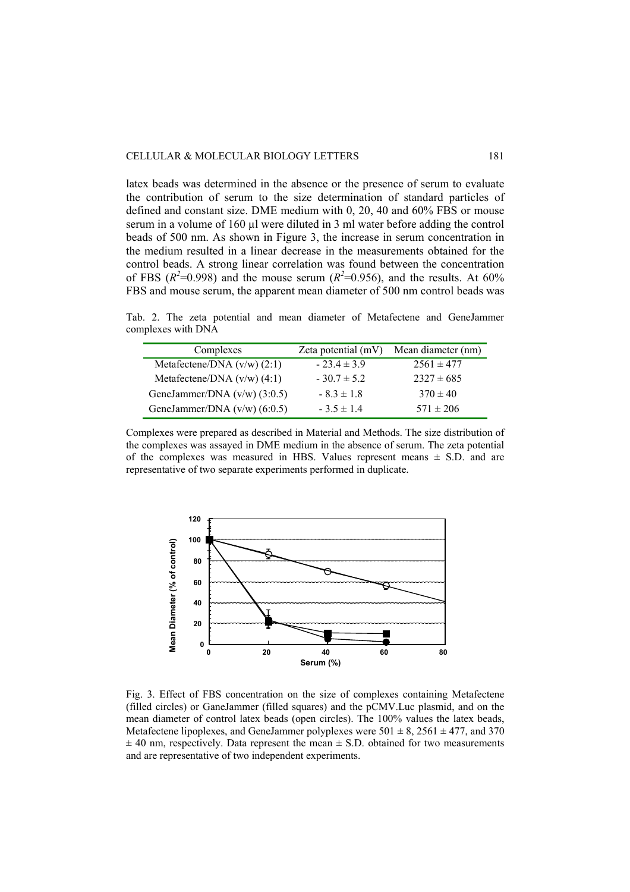latex beads was determined in the absence or the presence of serum to evaluate the contribution of serum to the size determination of standard particles of defined and constant size. DME medium with 0, 20, 40 and 60% FBS or mouse serum in a volume of 160 µl were diluted in 3 ml water before adding the control beads of 500 nm. As shown in Figure 3, the increase in serum concentration in the medium resulted in a linear decrease in the measurements obtained for the control beads. A strong linear correlation was found between the concentration of FBS ($R^2$=0.998) and the mouse serum ($R^2$=0.956), and the results. At 60% FBS and mouse serum, the apparent mean diameter of 500 nm control beads was

Tab. 2. The zeta potential and mean diameter of Metafectene and GeneJammer complexes with DNA

| Complexes | Zeta potential (mV) | Mean diameter (nm) |
|---|---|---|
| Metafectene/DNA (v/w) (2:1) | - 23.4 ± 3.9 | 2561 ± 477 |
| Metafectene/DNA (v/w) (4:1) | - 30.7 ± 5.2 | 2327 ± 685 |
| GeneJammer/DNA (v/w) (3:0.5) | - 8.3 ± 1.8 | 370 ± 40 |
| GeneJammer/DNA (v/w) (6:0.5) | - 3.5 ± 1.4 | 571 ± 206 |

Complexes were prepared as described in Material and Methods. The size distribution of the complexes was assayed in DME medium in the absence of serum. The zeta potential of the complexes was measured in HBS. Values represent means ± S.D. and are representative of two separate experiments performed in duplicate.

Fig. 3. Effect of FBS concentration on the size of complexes containing Metafectene (filled circles) or GaneJammer (filled squares) and the pCMV.Luc plasmid, and on the mean diameter of control latex beads (open circles). The 100% values the latex beads, Metafectene lipoplexes, and GeneJammer polyplexes were 501 ± 8, 2561 ± 477, and 370 ± 40 nm, respectively. Data represent the mean ± S.D. obtained for two measurements and are representative of two independent experiments.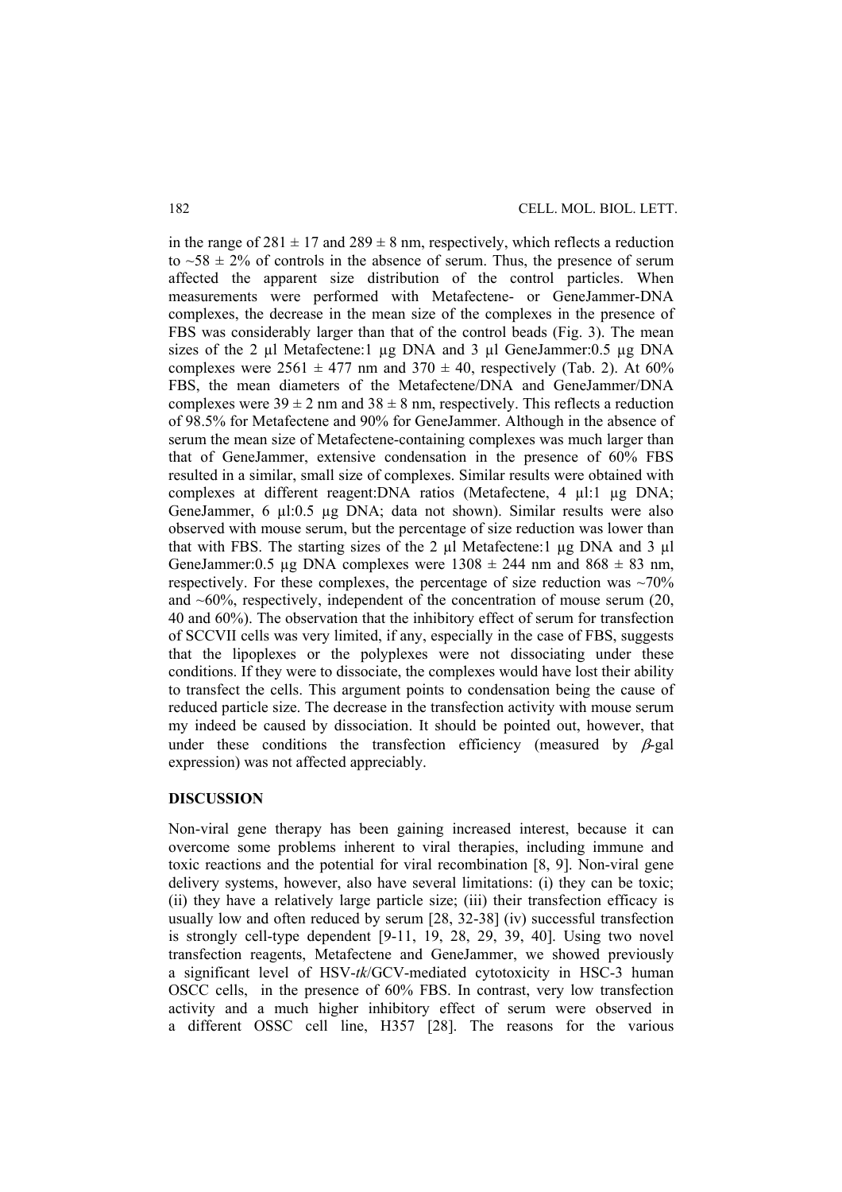in the range of $281 \pm 17$ and $289 \pm 8$ nm, respectively, which reflects a reduction to $\sim 58 \pm 2\%$ of controls in the absence of serum. Thus, the presence of serum affected the apparent size distribution of the control particles. When measurements were performed with Metafectene- or GeneJammer-DNA complexes, the decrease in the mean size of the complexes in the presence of FBS was considerably larger than that of the control beads (Fig. 3). The mean sizes of the 2 µl Metafectene:1 µg DNA and 3 µl GeneJammer:0.5 µg DNA complexes were $2561 \pm 477$ nm and $370 \pm 40$, respectively (Tab. 2). At 60% FBS, the mean diameters of the Metafectene/DNA and GeneJammer/DNA complexes were $39 \pm 2$ nm and $38 \pm 8$ nm, respectively. This reflects a reduction of 98.5% for Metafectene and 90% for GeneJammer. Although in the absence of serum the mean size of Metafectene-containing complexes was much larger than that of GeneJammer, extensive condensation in the presence of 60% FBS resulted in a similar, small size of complexes. Similar results were obtained with complexes at different reagent:DNA ratios (Metafectene, 4 µl:1 µg DNA; GeneJammer, 6 µl:0.5 µg DNA; data not shown). Similar results were also observed with mouse serum, but the percentage of size reduction was lower than that with FBS. The starting sizes of the 2 µl Metafectene:1 µg DNA and 3 µl GeneJammer:0.5 µg DNA complexes were $1308 \pm 244$ nm and $868 \pm 83$ nm, respectively. For these complexes, the percentage of size reduction was ~70% and ~60%, respectively, independent of the concentration of mouse serum (20, 40 and 60%). The observation that the inhibitory effect of serum for transfection of SCCVII cells was very limited, if any, especially in the case of FBS, suggests that the lipoplexes or the polyplexes were not dissociating under these conditions. If they were to dissociate, the complexes would have lost their ability to transfect the cells. This argument points to condensation being the cause of reduced particle size. The decrease in the transfection activity with mouse serum my indeed be caused by dissociation. It should be pointed out, however, that under these conditions the transfection efficiency (measured by $\beta$-gal expression) was not affected appreciably.

## DISCUSSION

Non-viral gene therapy has been gaining increased interest, because it can overcome some problems inherent to viral therapies, including immune and toxic reactions and the potential for viral recombination [8, 9]. Non-viral gene delivery systems, however, also have several limitations: (i) they can be toxic; (ii) they have a relatively large particle size; (iii) their transfection efficacy is usually low and often reduced by serum [28, 32-38] (iv) successful transfection is strongly cell-type dependent [9-11, 19, 28, 29, 39, 40]. Using two novel transfection reagents, Metafectene and GeneJammer, we showed previously a significant level of HSV-*tk*/GCV-mediated cytotoxicity in HSC-3 human OSCC cells, in the presence of 60% FBS. In contrast, very low transfection activity and a much higher inhibitory effect of serum were observed in a different OSSC cell line, H357 [28]. The reasons for the various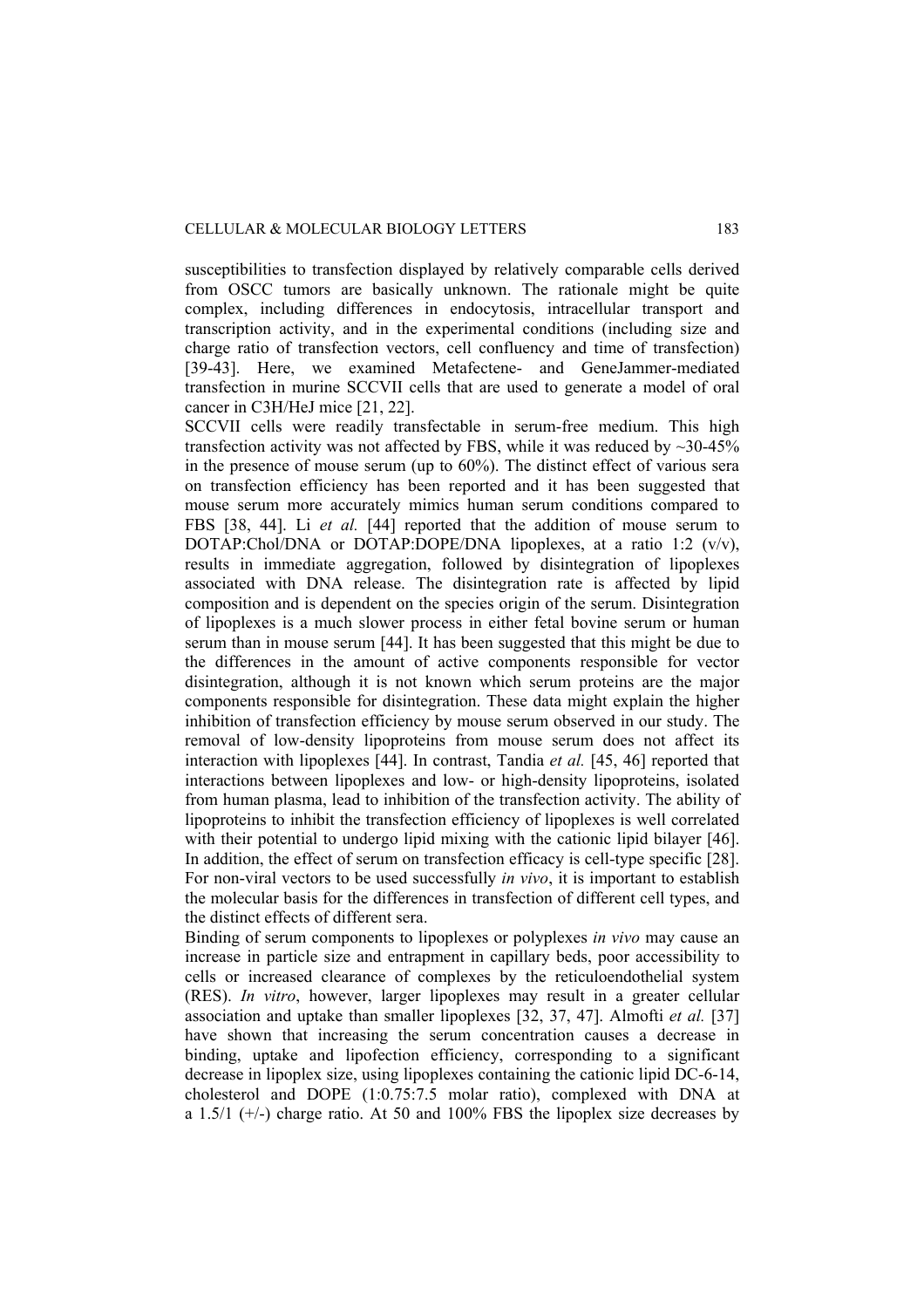susceptibilities to transfection displayed by relatively comparable cells derived from OSCC tumors are basically unknown. The rationale might be quite complex, including differences in endocytosis, intracellular transport and transcription activity, and in the experimental conditions (including size and charge ratio of transfection vectors, cell confluency and time of transfection) [39-43]. Here, we examined Metafectene- and GeneJammer-mediated transfection in murine SCCVII cells that are used to generate a model of oral cancer in C3H/HeJ mice [21, 22].

SCCVII cells were readily transfectable in serum-free medium. This high transfection activity was not affected by FBS, while it was reduced by ~30-45% in the presence of mouse serum (up to 60%). The distinct effect of various sera on transfection efficiency has been reported and it has been suggested that mouse serum more accurately mimics human serum conditions compared to FBS [38, 44]. Li *et al.* [44] reported that the addition of mouse serum to DOTAP:Chol/DNA or DOTAP:DOPE/DNA lipoplexes, at a ratio 1:2 (v/v), results in immediate aggregation, followed by disintegration of lipoplexes associated with DNA release. The disintegration rate is affected by lipid composition and is dependent on the species origin of the serum. Disintegration of lipoplexes is a much slower process in either fetal bovine serum or human serum than in mouse serum [44]. It has been suggested that this might be due to the differences in the amount of active components responsible for vector disintegration, although it is not known which serum proteins are the major components responsible for disintegration. These data might explain the higher inhibition of transfection efficiency by mouse serum observed in our study. The removal of low-density lipoproteins from mouse serum does not affect its interaction with lipoplexes [44]. In contrast, Tandia *et al.* [45, 46] reported that interactions between lipoplexes and low- or high-density lipoproteins, isolated from human plasma, lead to inhibition of the transfection activity. The ability of lipoproteins to inhibit the transfection efficiency of lipoplexes is well correlated with their potential to undergo lipid mixing with the cationic lipid bilayer [46]. In addition, the effect of serum on transfection efficacy is cell-type specific [28]. For non-viral vectors to be used successfully *in vivo*, it is important to establish the molecular basis for the differences in transfection of different cell types, and the distinct effects of different sera.

Binding of serum components to lipoplexes or polyplexes *in vivo* may cause an increase in particle size and entrapment in capillary beds, poor accessibility to cells or increased clearance of complexes by the reticuloendothelial system (RES). *In vitro*, however, larger lipoplexes may result in a greater cellular association and uptake than smaller lipoplexes [32, 37, 47]. Almofti *et al.* [37] have shown that increasing the serum concentration causes a decrease in binding, uptake and lipofection efficiency, corresponding to a significant decrease in lipoplex size, using lipoplexes containing the cationic lipid DC-6-14, cholesterol and DOPE (1:0.75:7.5 molar ratio), complexed with DNA at a 1.5/1 (+/-) charge ratio. At 50 and 100% FBS the lipoplex size decreases by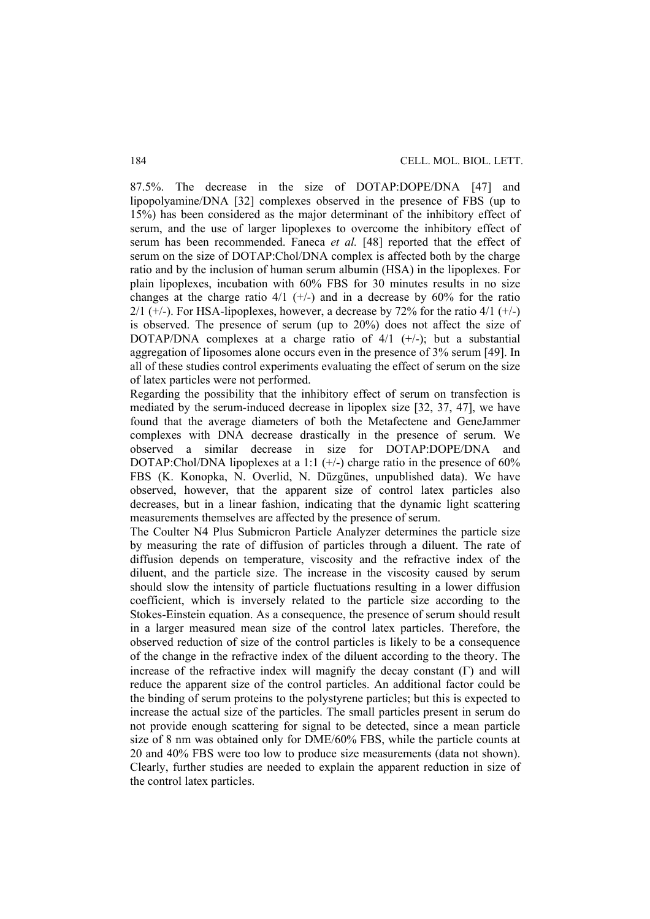87.5%. The decrease in the size of DOTAP:DOPE/DNA [47] and lipopolyamine/DNA [32] complexes observed in the presence of FBS (up to 15%) has been considered as the major determinant of the inhibitory effect of serum, and the use of larger lipoplexes to overcome the inhibitory effect of serum has been recommended. Faneca *et al.* [48] reported that the effect of serum on the size of DOTAP:Chol/DNA complex is affected both by the charge ratio and by the inclusion of human serum albumin (HSA) in the lipoplexes. For plain lipoplexes, incubation with 60% FBS for 30 minutes results in no size changes at the charge ratio 4/1 (+/-) and in a decrease by 60% for the ratio 2/1 (+/-). For HSA-lipoplexes, however, a decrease by 72% for the ratio 4/1 (+/-) is observed. The presence of serum (up to 20%) does not affect the size of DOTAP/DNA complexes at a charge ratio of 4/1 (+/-); but a substantial aggregation of liposomes alone occurs even in the presence of 3% serum [49]. In all of these studies control experiments evaluating the effect of serum on the size of latex particles were not performed.

Regarding the possibility that the inhibitory effect of serum on transfection is mediated by the serum-induced decrease in lipoplex size [32, 37, 47], we have found that the average diameters of both the Metafectene and GeneJammer complexes with DNA decrease drastically in the presence of serum. We observed a similar decrease in size for DOTAP:DOPE/DNA and DOTAP:Chol/DNA lipoplexes at a 1:1 (+/-) charge ratio in the presence of 60% FBS (K. Konopka, N. Overlid, N. Düzgünes, unpublished data). We have observed, however, that the apparent size of control latex particles also decreases, but in a linear fashion, indicating that the dynamic light scattering measurements themselves are affected by the presence of serum.

The Coulter N4 Plus Submicron Particle Analyzer determines the particle size by measuring the rate of diffusion of particles through a diluent. The rate of diffusion depends on temperature, viscosity and the refractive index of the diluent, and the particle size. The increase in the viscosity caused by serum should slow the intensity of particle fluctuations resulting in a lower diffusion coefficient, which is inversely related to the particle size according to the Stokes-Einstein equation. As a consequence, the presence of serum should result in a larger measured mean size of the control latex particles. Therefore, the observed reduction of size of the control particles is likely to be a consequence of the change in the refractive index of the diluent according to the theory. The increase of the refractive index will magnify the decay constant ($\Gamma$) and will reduce the apparent size of the control particles. An additional factor could be the binding of serum proteins to the polystyrene particles; but this is expected to increase the actual size of the particles. The small particles present in serum do not provide enough scattering for signal to be detected, since a mean particle size of 8 nm was obtained only for DME/60% FBS, while the particle counts at 20 and 40% FBS were too low to produce size measurements (data not shown). Clearly, further studies are needed to explain the apparent reduction in size of the control latex particles.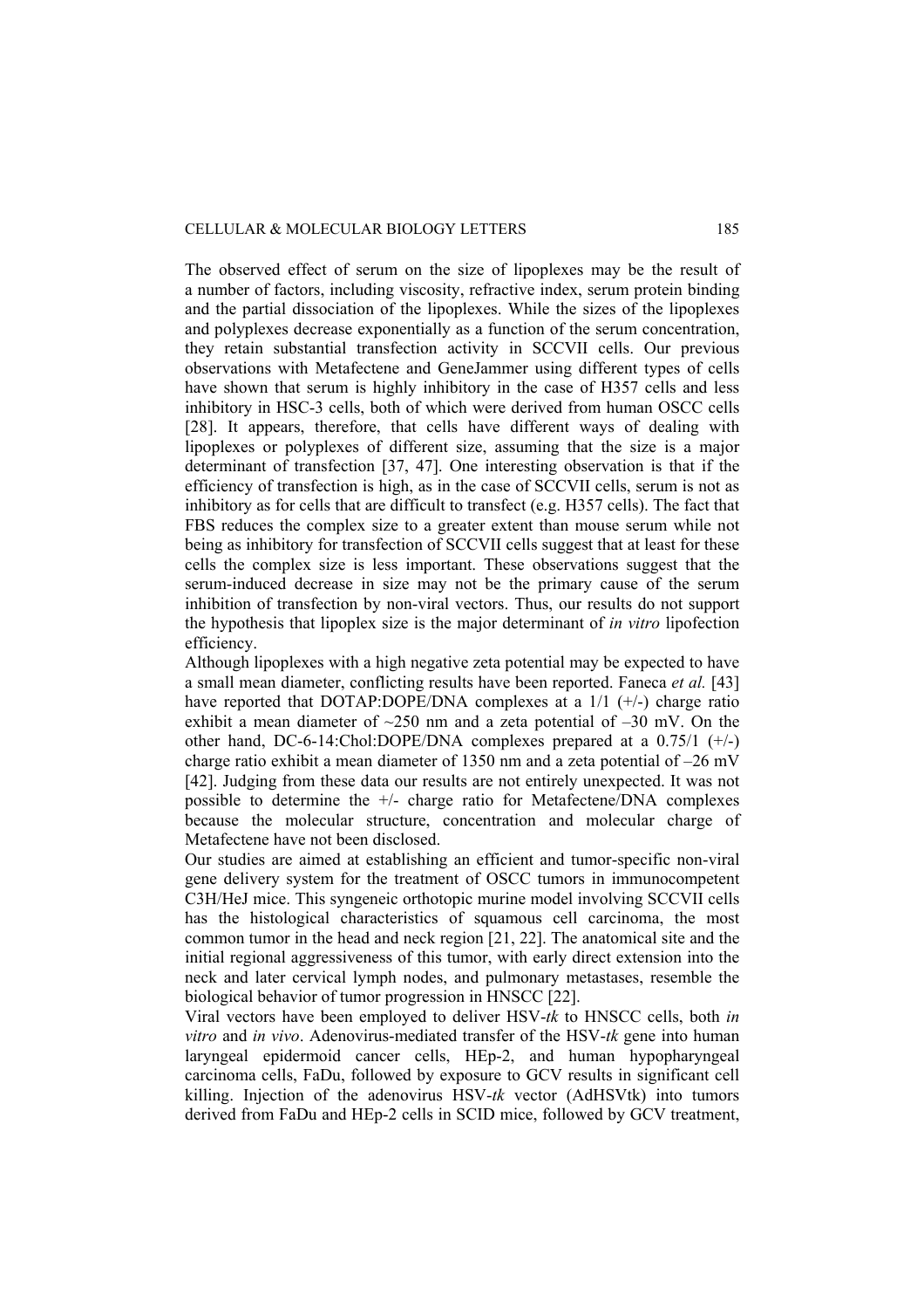The observed effect of serum on the size of lipoplexes may be the result of a number of factors, including viscosity, refractive index, serum protein binding and the partial dissociation of the lipoplexes. While the sizes of the lipoplexes and polyplexes decrease exponentially as a function of the serum concentration, they retain substantial transfection activity in SCCVII cells. Our previous observations with Metafectene and GeneJammer using different types of cells have shown that serum is highly inhibitory in the case of H357 cells and less inhibitory in HSC-3 cells, both of which were derived from human OSCC cells [28]. It appears, therefore, that cells have different ways of dealing with lipoplexes or polyplexes of different size, assuming that the size is a major determinant of transfection [37, 47]. One interesting observation is that if the efficiency of transfection is high, as in the case of SCCVII cells, serum is not as inhibitory as for cells that are difficult to transfect (e.g. H357 cells). The fact that FBS reduces the complex size to a greater extent than mouse serum while not being as inhibitory for transfection of SCCVII cells suggest that at least for these cells the complex size is less important. These observations suggest that the serum-induced decrease in size may not be the primary cause of the serum inhibition of transfection by non-viral vectors. Thus, our results do not support the hypothesis that lipoplex size is the major determinant of *in vitro* lipofection efficiency.

Although lipoplexes with a high negative zeta potential may be expected to have a small mean diameter, conflicting results have been reported. Faneca *et al.* [43] have reported that DOTAP:DOPE/DNA complexes at a 1/1 (+/-) charge ratio exhibit a mean diameter of ~250 nm and a zeta potential of –30 mV. On the other hand, DC-6-14:Chol:DOPE/DNA complexes prepared at a 0.75/1 (+/-) charge ratio exhibit a mean diameter of 1350 nm and a zeta potential of –26 mV [42]. Judging from these data our results are not entirely unexpected. It was not possible to determine the +/- charge ratio for Metafectene/DNA complexes because the molecular structure, concentration and molecular charge of Metafectene have not been disclosed.

Our studies are aimed at establishing an efficient and tumor-specific non-viral gene delivery system for the treatment of OSCC tumors in immunocompetent C3H/HeJ mice. This syngeneic orthotopic murine model involving SCCVII cells has the histological characteristics of squamous cell carcinoma, the most common tumor in the head and neck region [21, 22]. The anatomical site and the initial regional aggressiveness of this tumor, with early direct extension into the neck and later cervical lymph nodes, and pulmonary metastases, resemble the biological behavior of tumor progression in HNSCC [22].

Viral vectors have been employed to deliver HSV-*tk* to HNSCC cells, both *in vitro* and *in vivo*. Adenovirus-mediated transfer of the HSV-*tk* gene into human laryngeal epidermoid cancer cells, HEp-2, and human hypopharyngeal carcinoma cells, FaDu, followed by exposure to GCV results in significant cell killing. Injection of the adenovirus HSV-*tk* vector (AdHSVtk) into tumors derived from FaDu and HEp-2 cells in SCID mice, followed by GCV treatment,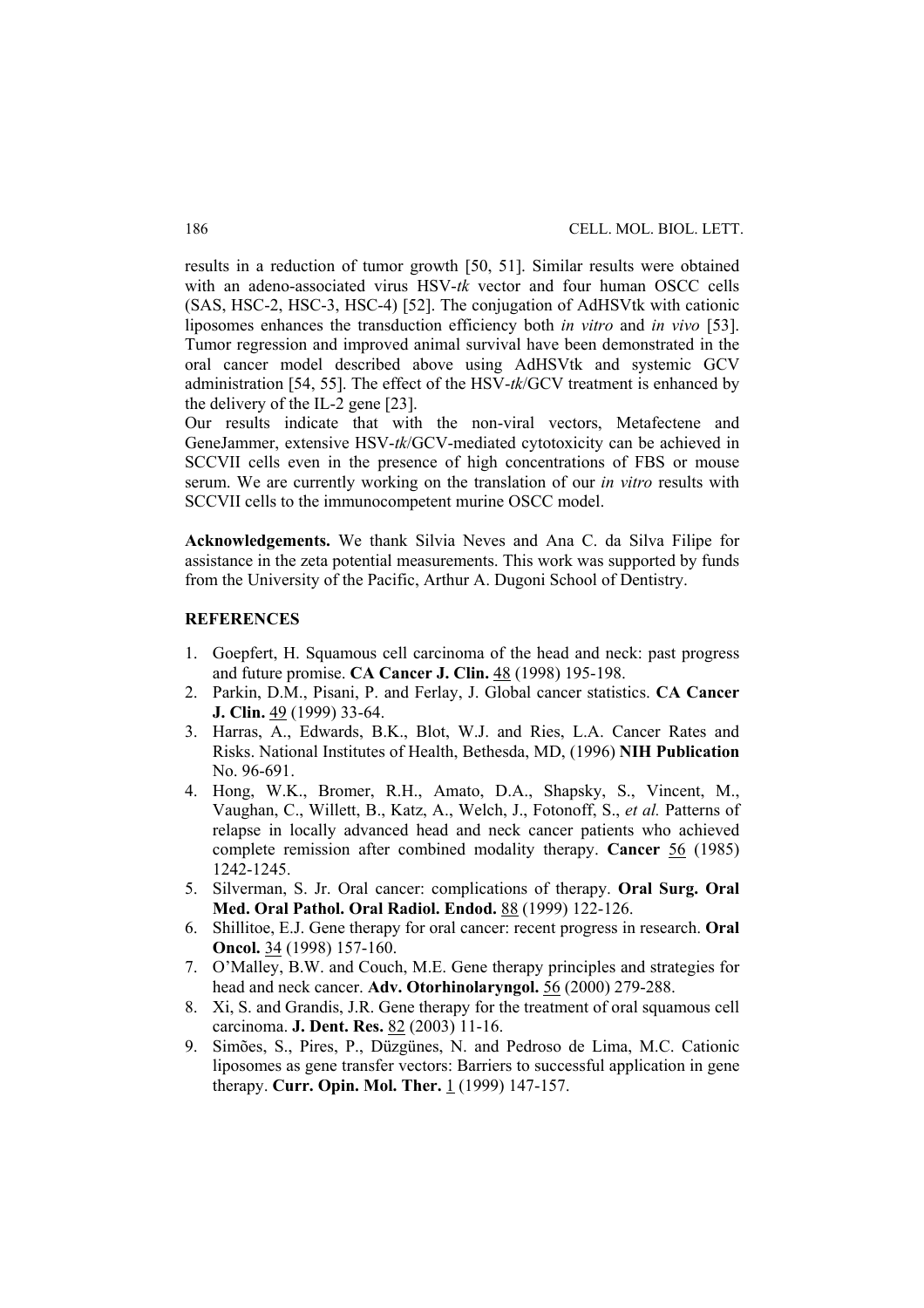results in a reduction of tumor growth [50, 51]. Similar results were obtained with an adeno-associated virus HSV-*tk* vector and four human OSCC cells (SAS, HSC-2, HSC-3, HSC-4) [52]. The conjugation of AdHSVtk with cationic liposomes enhances the transduction efficiency both *in vitro* and *in vivo* [53]. Tumor regression and improved animal survival have been demonstrated in the oral cancer model described above using AdHSVtk and systemic GCV administration [54, 55]. The effect of the HSV-*tk*/GCV treatment is enhanced by the delivery of the IL-2 gene [23].

Our results indicate that with the non-viral vectors, Metafectene and GeneJammer, extensive HSV-*tk*/GCV-mediated cytotoxicity can be achieved in SCCVII cells even in the presence of high concentrations of FBS or mouse serum. We are currently working on the translation of our *in vitro* results with SCCVII cells to the immunocompetent murine OSCC model.

**Acknowledgements.** We thank Silvia Neves and Ana C. da Silva Filipe for assistance in the zeta potential measurements. This work was supported by funds from the University of the Pacific, Arthur A. Dugoni School of Dentistry.

## REFERENCES

1. Goepfert, H. Squamous cell carcinoma of the head and neck: past progress and future promise. **CA Cancer J. Clin.** 48 (1998) 195-198.
2. Parkin, D.M., Pisani, P. and Ferlay, J. Global cancer statistics. **CA Cancer J. Clin.** 49 (1999) 33-64.
3. Harras, A., Edwards, B.K., Blot, W.J. and Ries, L.A. Cancer Rates and Risks. National Institutes of Health, Bethesda, MD, (1996) **NIH Publication** No. 96-691.
4. Hong, W.K., Bromer, R.H., Amato, D.A., Shapsky, S., Vincent, M., Vaughan, C., Willett, B., Katz, A., Welch, J., Fotonoff, S., *et al.* Patterns of relapse in locally advanced head and neck cancer patients who achieved complete remission after combined modality therapy. **Cancer** 56 (1985) 1242-1245.
5. Silverman, S. Jr. Oral cancer: complications of therapy. **Oral Surg. Oral Med. Oral Pathol. Oral Radiol. Endod.** 88 (1999) 122-126.
6. Shillitoe, E.J. Gene therapy for oral cancer: recent progress in research. **Oral Oncol.** 34 (1998) 157-160.
7. O'Malley, B.W. and Couch, M.E. Gene therapy principles and strategies for head and neck cancer. **Adv. Otorhinolaryngol.** 56 (2000) 279-288.
8. Xi, S. and Grandis, J.R. Gene therapy for the treatment of oral squamous cell carcinoma. **J. Dent. Res.** 82 (2003) 11-16.
9. Simões, S., Pires, P., Düzgünes, N. and Pedroso de Lima, M.C. Cationic liposomes as gene transfer vectors: Barriers to successful application in gene therapy. **Curr. Opin. Mol. Ther.** 1 (1999) 147-157.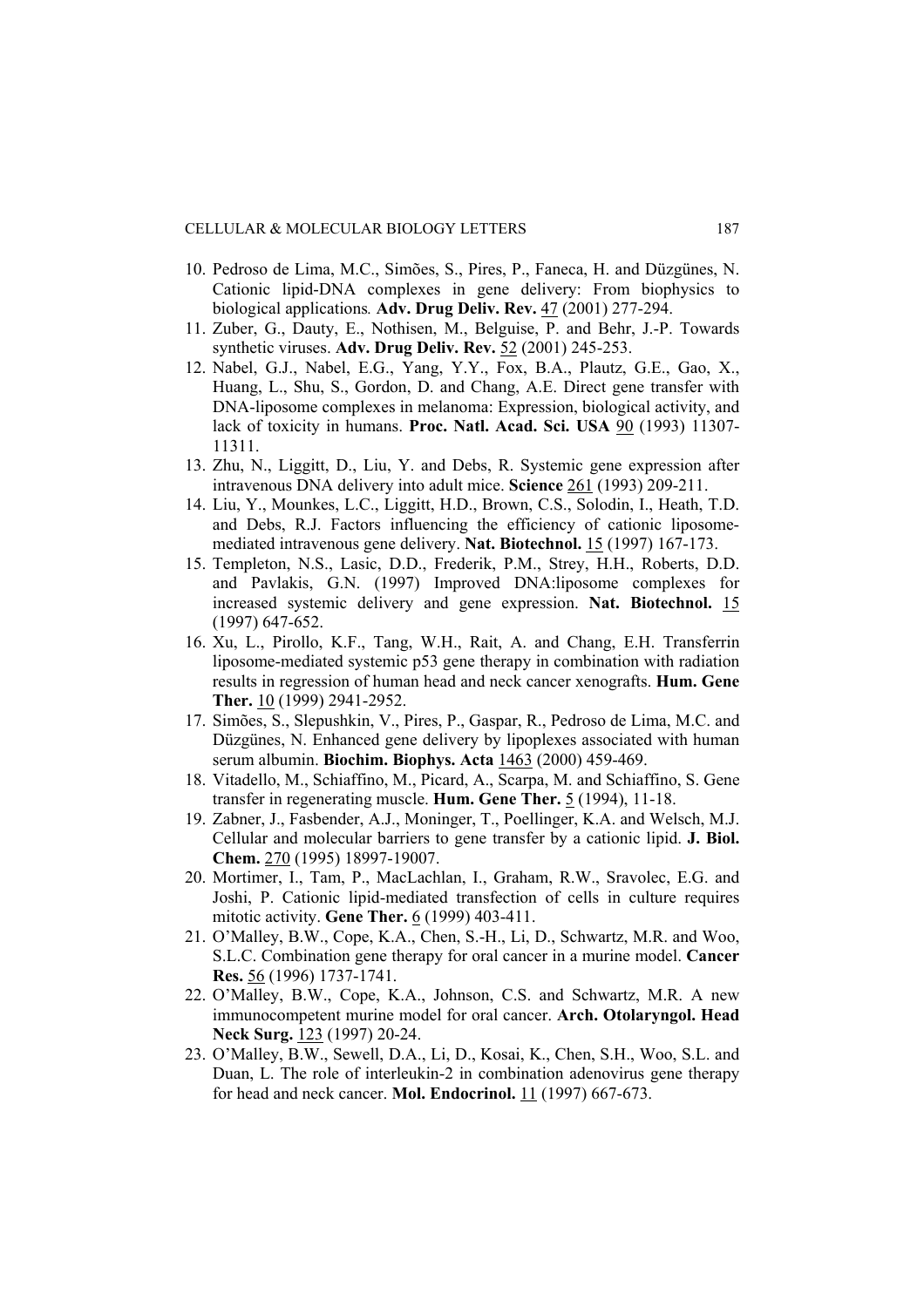10. Pedroso de Lima, M.C., Simões, S., Pires, P., Faneca, H. and Düzgünes, N. Cationic lipid-DNA complexes in gene delivery: From biophysics to biological applications. **Adv. Drug Deliv. Rev.** 47 (2001) 277-294.
11. Zuber, G., Dauty, E., Nothisen, M., Belguise, P. and Behr, J.-P. Towards synthetic viruses. **Adv. Drug Deliv. Rev.** 52 (2001) 245-253.
12. Nabel, G.J., Nabel, E.G., Yang, Y.Y., Fox, B.A., Plautz, G.E., Gao, X., Huang, L., Shu, S., Gordon, D. and Chang, A.E. Direct gene transfer with DNA-liposome complexes in melanoma: Expression, biological activity, and lack of toxicity in humans. **Proc. Natl. Acad. Sci. USA** 90 (1993) 11307-11311.
13. Zhu, N., Liggitt, D., Liu, Y. and Debs, R. Systemic gene expression after intravenous DNA delivery into adult mice. **Science** 261 (1993) 209-211.
14. Liu, Y., Mounkes, L.C., Liggitt, H.D., Brown, C.S., Solodin, I., Heath, T.D. and Debs, R.J. Factors influencing the efficiency of cationic liposome-mediated intravenous gene delivery. **Nat. Biotechnol.** 15 (1997) 167-173.
15. Templeton, N.S., Lasic, D.D., Frederik, P.M., Strey, H.H., Roberts, D.D. and Pavlakis, G.N. (1997) Improved DNA:liposome complexes for increased systemic delivery and gene expression. **Nat. Biotechnol.** 15 (1997) 647-652.
16. Xu, L., Pirollo, K.F., Tang, W.H., Rait, A. and Chang, E.H. Transferrin liposome-mediated systemic p53 gene therapy in combination with radiation results in regression of human head and neck cancer xenografts. **Hum. Gene Ther.** 10 (1999) 2941-2952.
17. Simões, S., Slepushkin, V., Pires, P., Gaspar, R., Pedroso de Lima, M.C. and Düzgünes, N. Enhanced gene delivery by lipoplexes associated with human serum albumin. **Biochim. Biophys. Acta** 1463 (2000) 459-469.
18. Vitadello, M., Schiaffino, M., Picard, A., Scarpa, M. and Schiaffino, S. Gene transfer in regenerating muscle. **Hum. Gene Ther.** 5 (1994), 11-18.
19. Zabner, J., Fasbender, A.J., Moninger, T., Poellinger, K.A. and Welsch, M.J. Cellular and molecular barriers to gene transfer by a cationic lipid. **J. Biol. Chem.** 270 (1995) 18997-19007.
20. Mortimer, I., Tam, P., MacLachlan, I., Graham, R.W., Sravolec, E.G. and Joshi, P. Cationic lipid-mediated transfection of cells in culture requires mitotic activity. **Gene Ther.** 6 (1999) 403-411.
21. O'Malley, B.W., Cope, K.A., Chen, S.-H., Li, D., Schwartz, M.R. and Woo, S.L.C. Combination gene therapy for oral cancer in a murine model. **Cancer Res.** 56 (1996) 1737-1741.
22. O'Malley, B.W., Cope, K.A., Johnson, C.S. and Schwartz, M.R. A new immunocompetent murine model for oral cancer. **Arch. Otolaryngol. Head Neck Surg.** 123 (1997) 20-24.
23. O'Malley, B.W., Sewell, D.A., Li, D., Kosai, K., Chen, S.H., Woo, S.L. and Duan, L. The role of interleukin-2 in combination adenovirus gene therapy for head and neck cancer. **Mol. Endocrinol.** 11 (1997) 667-673.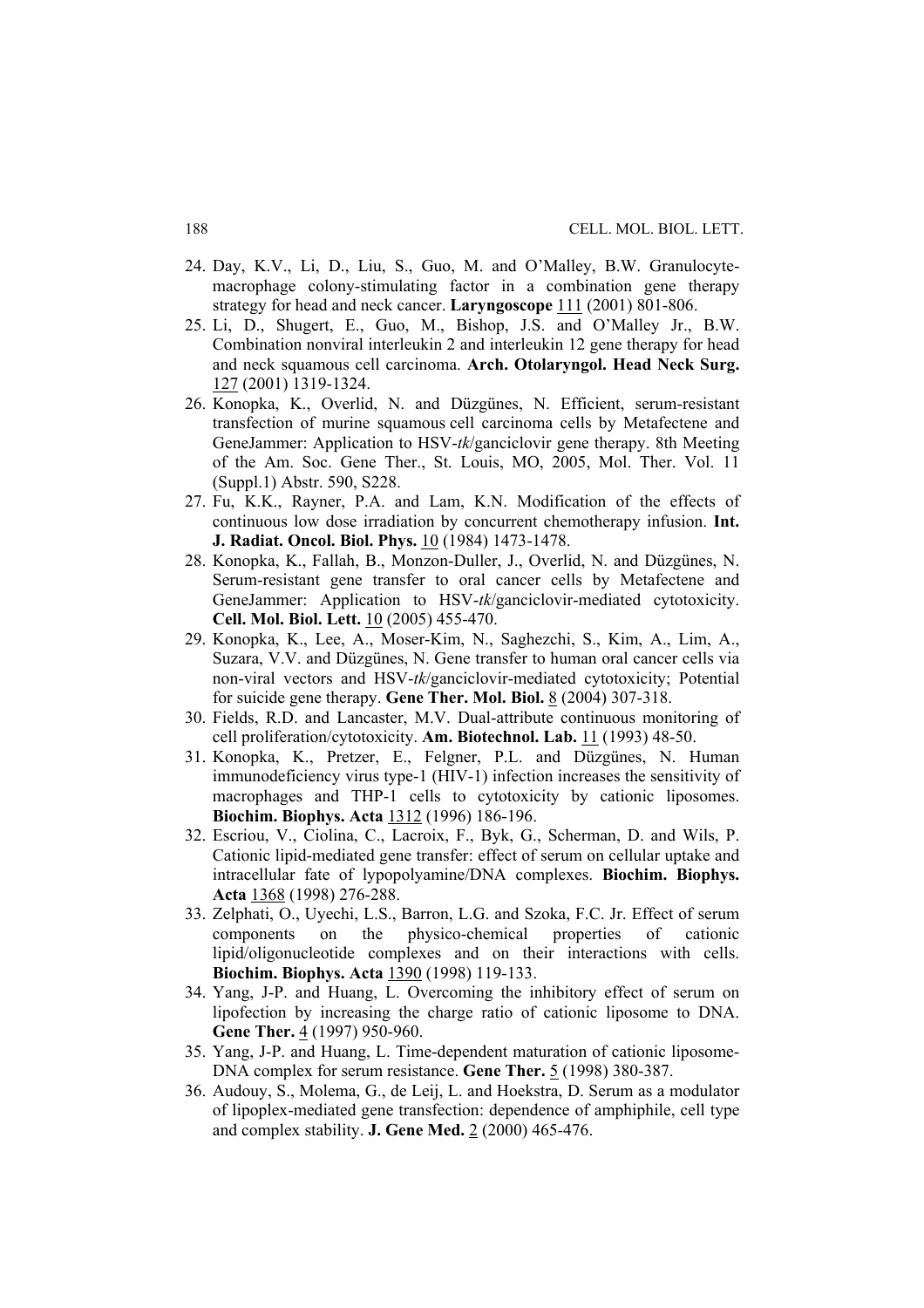24. Day, K.V., Li, D., Liu, S., Guo, M. and O'Malley, B.W. Granulocyte-macrophage colony-stimulating factor in a combination gene therapy strategy for head and neck cancer. **Laryngoscope** 111 (2001) 801-806.
25. Li, D., Shugert, E., Guo, M., Bishop, J.S. and O'Malley Jr., B.W. Combination nonviral interleukin 2 and interleukin 12 gene therapy for head and neck squamous cell carcinoma. **Arch. Otolaryngol. Head Neck Surg.** 127 (2001) 1319-1324.
26. Konopka, K., Overlid, N. and Düzgüneş, N. Efficient, serum-resistant transfection of murine squamous cell carcinoma cells by Metafectene and GeneJammer: Application to HSV-*tk*/ganciclovir gene therapy. 8th Meeting of the Am. Soc. Gene Ther., St. Louis, MO, 2005, Mol. Ther. Vol. 11 (Suppl.1) Abstr. 590, S228.
27. Fu, K.K., Rayner, P.A. and Lam, K.N. Modification of the effects of continuous low dose irradiation by concurrent chemotherapy infusion. **Int. J. Radiat. Oncol. Biol. Phys.** 10 (1984) 1473-1478.
28. Konopka, K., Fallah, B., Monzon-Duller, J., Overlid, N. and Düzgüneş, N. Serum-resistant gene transfer to oral cancer cells by Metafectene and GeneJammer: Application to HSV-*tk*/ganciclovir-mediated cytotoxicity. **Cell. Mol. Biol. Lett.** 10 (2005) 455-470.
29. Konopka, K., Lee, A., Moser-Kim, N., Saghezchi, S., Kim, A., Lim, A., Suzara, V.V. and Düzgüneş, N. Gene transfer to human oral cancer cells via non-viral vectors and HSV-*tk*/ganciclovir-mediated cytotoxicity; Potential for suicide gene therapy. **Gene Ther. Mol. Biol.** 8 (2004) 307-318.
30. Fields, R.D. and Lancaster, M.V. Dual-attribute continuous monitoring of cell proliferation/cytotoxicity. **Am. Biotechnol. Lab.** 11 (1993) 48-50.
31. Konopka, K., Pretzer, E., Felgner, P.L. and Düzgüneş, N. Human immunodeficiency virus type-1 (HIV-1) infection increases the sensitivity of macrophages and THP-1 cells to cytotoxicity by cationic liposomes. **Biochim. Biophys. Acta** 1312 (1996) 186-196.
32. Escriou, V., Ciolina, C., Lacroix, F., Byk, G., Scherman, D. and Wils, P. Cationic lipid-mediated gene transfer: effect of serum on cellular uptake and intracellular fate of lypopolyamine/DNA complexes. **Biochim. Biophys. Acta** 1368 (1998) 276-288.
33. Zelphati, O., Uyechi, L.S., Barron, L.G. and Szoka, F.C. Jr. Effect of serum components on the physico-chemical properties of cationic lipid/oligonucleotide complexes and on their interactions with cells. **Biochim. Biophys. Acta** 1390 (1998) 119-133.
34. Yang, J-P. and Huang, L. Overcoming the inhibitory effect of serum on lipofection by increasing the charge ratio of cationic liposome to DNA. **Gene Ther.** 4 (1997) 950-960.
35. Yang, J-P. and Huang, L. Time-dependent maturation of cationic liposome-DNA complex for serum resistance. **Gene Ther.** 5 (1998) 380-387.
36. Audouy, S., Molema, G., de Leij, L. and Hoekstra, D. Serum as a modulator of lipoplex-mediated gene transfection: dependence of amphiphile, cell type and complex stability. **J. Gene Med.** 2 (2000) 465-476.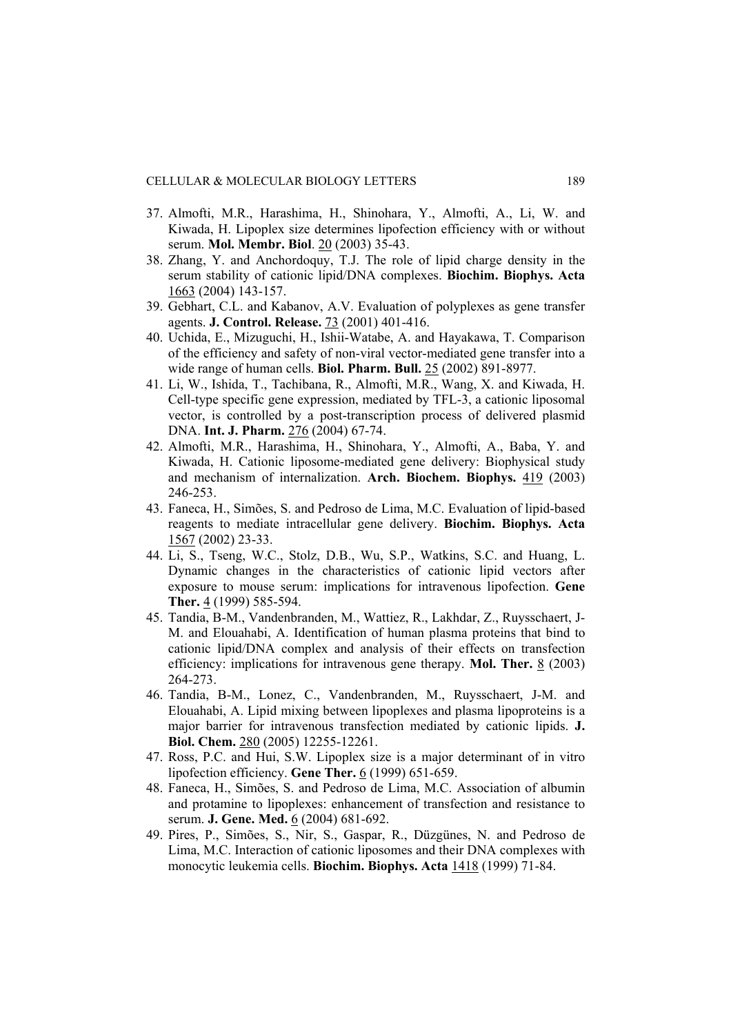37. Almofti, M.R., Harashima, H., Shinohara, Y., Almofti, A., Li, W. and Kiwada, H. Lipoplex size determines lipofection efficiency with or without serum. **Mol. Membr. Biol**. 20 (2003) 35-43.
38. Zhang, Y. and Anchordoquy, T.J. The role of lipid charge density in the serum stability of cationic lipid/DNA complexes. **Biochim. Biophys. Acta** 1663 (2004) 143-157.
39. Gebhart, C.L. and Kabanov, A.V. Evaluation of polyplexes as gene transfer agents. **J. Control. Release.** 73 (2001) 401-416.
40. Uchida, E., Mizuguchi, H., Ishii-Watabe, A. and Hayakawa, T. Comparison of the efficiency and safety of non-viral vector-mediated gene transfer into a wide range of human cells. **Biol. Pharm. Bull.** 25 (2002) 891-8977.
41. Li, W., Ishida, T., Tachibana, R., Almofti, M.R., Wang, X. and Kiwada, H. Cell-type specific gene expression, mediated by TFL-3, a cationic liposomal vector, is controlled by a post-transcription process of delivered plasmid DNA. **Int. J. Pharm.** 276 (2004) 67-74.
42. Almofti, M.R., Harashima, H., Shinohara, Y., Almofti, A., Baba, Y. and Kiwada, H. Cationic liposome-mediated gene delivery: Biophysical study and mechanism of internalization. **Arch. Biochem. Biophys.** 419 (2003) 246-253.
43. Faneca, H., Simões, S. and Pedroso de Lima, M.C. Evaluation of lipid-based reagents to mediate intracellular gene delivery. **Biochim. Biophys. Acta** 1567 (2002) 23-33.
44. Li, S., Tseng, W.C., Stolz, D.B., Wu, S.P., Watkins, S.C. and Huang, L. Dynamic changes in the characteristics of cationic lipid vectors after exposure to mouse serum: implications for intravenous lipofection. **Gene Ther.** 4 (1999) 585-594.
45. Tandia, B-M., Vandenbranden, M., Wattiez, R., Lakhdar, Z., Ruysschaert, J-M. and Elouahabi, A. Identification of human plasma proteins that bind to cationic lipid/DNA complex and analysis of their effects on transfection efficiency: implications for intravenous gene therapy. **Mol. Ther.** 8 (2003) 264-273.
46. Tandia, B-M., Lonez, C., Vandenbranden, M., Ruysschaert, J-M. and Elouahabi, A. Lipid mixing between lipoplexes and plasma lipoproteins is a major barrier for intravenous transfection mediated by cationic lipids. **J. Biol. Chem.** 280 (2005) 12255-12261.
47. Ross, P.C. and Hui, S.W. Lipoplex size is a major determinant of in vitro lipofection efficiency. **Gene Ther.** 6 (1999) 651-659.
48. Faneca, H., Simões, S. and Pedroso de Lima, M.C. Association of albumin and protamine to lipoplexes: enhancement of transfection and resistance to serum. **J. Gene. Med.** 6 (2004) 681-692.
49. Pires, P., Simões, S., Nir, S., Gaspar, R., Düzgünes, N. and Pedroso de Lima, M.C. Interaction of cationic liposomes and their DNA complexes with monocytic leukemia cells. **Biochim. Biophys. Acta** 1418 (1999) 71-84.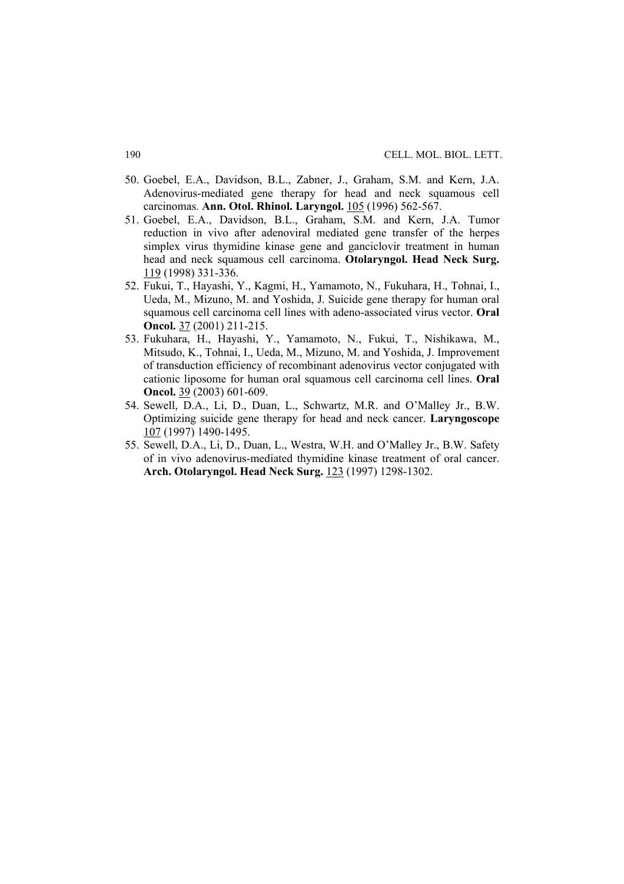50. Goebel, E.A., Davidson, B.L., Zabner, J., Graham, S.M. and Kern, J.A. Adenovirus-mediated gene therapy for head and neck squamous cell carcinomas. **Ann. Otol. Rhinol. Laryngol.** 105 (1996) 562-567.
51. Goebel, E.A., Davidson, B.L., Graham, S.M. and Kern, J.A. Tumor reduction in vivo after adenoviral mediated gene transfer of the herpes simplex virus thymidine kinase gene and ganciclovir treatment in human head and neck squamous cell carcinoma. **Otolaryngol. Head Neck Surg.** 119 (1998) 331-336.
52. Fukui, T., Hayashi, Y., Kagmi, H., Yamamoto, N., Fukuhara, H., Tohnai, I., Ueda, M., Mizuno, M. and Yoshida, J. Suicide gene therapy for human oral squamous cell carcinoma cell lines with adeno-associated virus vector. **Oral Oncol.** 37 (2001) 211-215.
53. Fukuhara, H., Hayashi, Y., Yamamoto, N., Fukui, T., Nishikawa, M., Mitsudo, K., Tohnai, I., Ueda, M., Mizuno, M. and Yoshida, J. Improvement of transduction efficiency of recombinant adenovirus vector conjugated with cationic liposome for human oral squamous cell carcinoma cell lines. **Oral Oncol.** 39 (2003) 601-609.
54. Sewell, D.A., Li, D., Duan, L., Schwartz, M.R. and O'Malley Jr., B.W. Optimizing suicide gene therapy for head and neck cancer. **Laryngoscope** 107 (1997) 1490-1495.
55. Sewell, D.A., Li, D., Duan, L., Westra, W.H. and O'Malley Jr., B.W. Safety of in vivo adenovirus-mediated thymidine kinase treatment of oral cancer. **Arch. Otolaryngol. Head Neck Surg.** 123 (1997) 1298-1302.